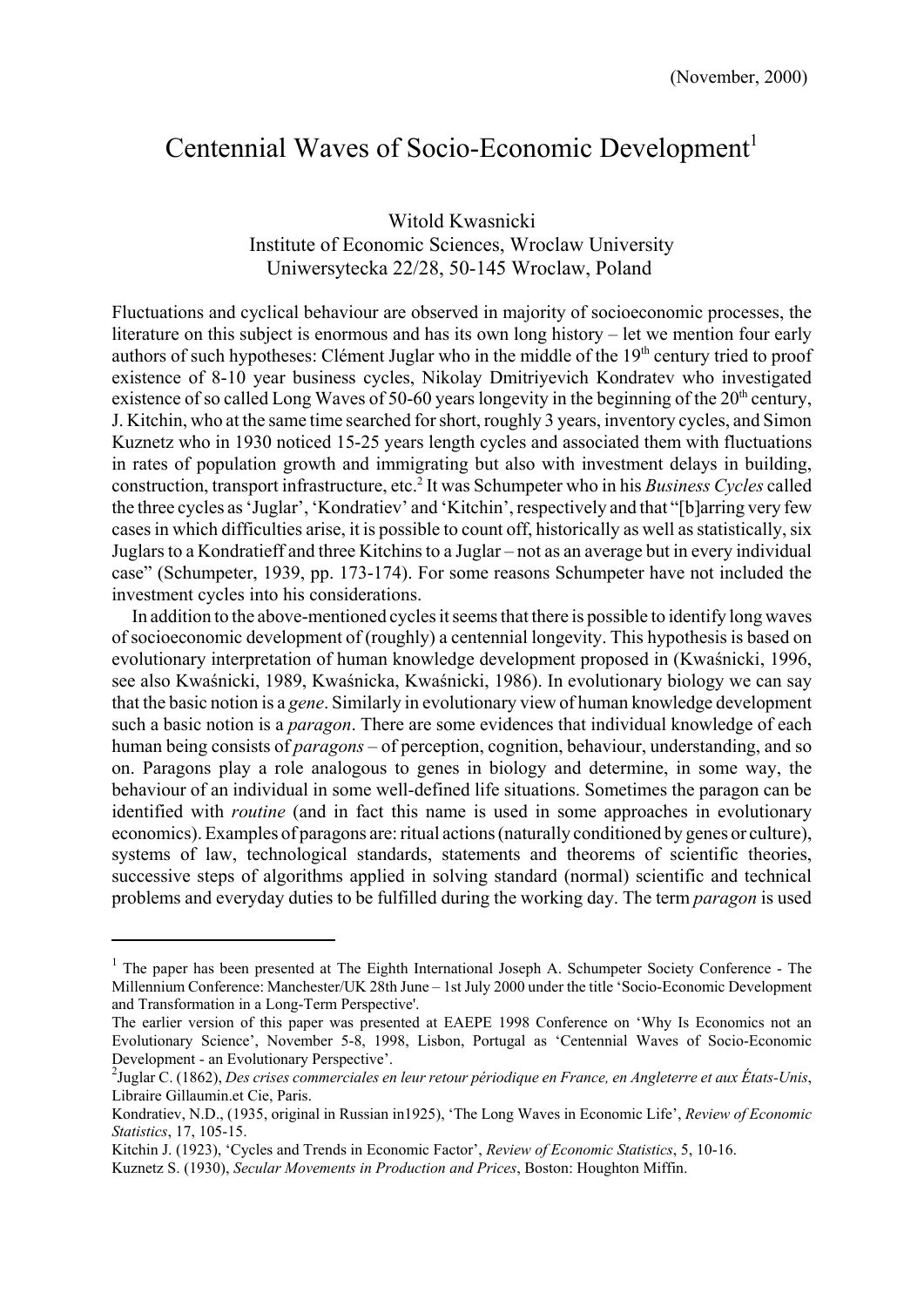(November, 2000)

# Centennial Waves of Socio-Economic Development[1]

Witold Kwasnicki
Institute of Economic Sciences, Wroclaw University
Uniwersytecka 22/28, 50-145 Wroclaw, Poland

Fluctuations and cyclical behaviour are observed in majority of socioeconomic processes, the literature on this subject is enormous and has its own long history – let we mention four early authors of such hypotheses: Clément Juglar who in the middle of the 19th century tried to proof existence of 8-10 year business cycles, Nikolay Dmitriyevich Kondratev who investigated existence of so called Long Waves of 50-60 years longevity in the beginning of the 20th century, J. Kitchin, who at the same time searched for short, roughly 3 years, inventory cycles, and Simon Kuznetz who in 1930 noticed 15-25 years length cycles and associated them with fluctuations in rates of population growth and immigrating but also with investment delays in building, construction, transport infrastructure, etc.[2] It was Schumpeter who in his *Business Cycles* called the three cycles as 'Juglar', 'Kondratiev' and 'Kitchin', respectively and that "[b]arring very few cases in which difficulties arise, it is possible to count off, historically as well as statistically, six Juglars to a Kondratieff and three Kitchins to a Juglar – not as an average but in every individual case" (Schumpeter, 1939, pp. 173-174). For some reasons Schumpeter have not included the investment cycles into his considerations.

In addition to the above-mentioned cycles it seems that there is possible to identify long waves of socioeconomic development of (roughly) a centennial longevity. This hypothesis is based on evolutionary interpretation of human knowledge development proposed in (Kwaśnicki, 1996, see also Kwaśnicki, 1989, Kwaśnicka, Kwaśnicki, 1986). In evolutionary biology we can say that the basic notion is a *gene*. Similarly in evolutionary view of human knowledge development such a basic notion is a *paragon*. There are some evidences that individual knowledge of each human being consists of *paragons* – of perception, cognition, behaviour, understanding, and so on. Paragons play a role analogous to genes in biology and determine, in some way, the behaviour of an individual in some well-defined life situations. Sometimes the paragon can be identified with *routine* (and in fact this name is used in some approaches in evolutionary economics). Examples of paragons are: ritual actions (naturally conditioned by genes or culture), systems of law, technological standards, statements and theorems of scientific theories, successive steps of algorithms applied in solving standard (normal) scientific and technical problems and everyday duties to be fulfilled during the working day. The term *paragon* is used

---

[1] The paper has been presented at The Eighth International Joseph A. Schumpeter Society Conference - The Millennium Conference: Manchester/UK 28th June – 1st July 2000 under the title 'Socio-Economic Development and Transformation in a Long-Term Perspective'.
The earlier version of this paper was presented at EAEPE 1998 Conference on 'Why Is Economics not an Evolutionary Science', November 5-8, 1998, Lisbon, Portugal as 'Centennial Waves of Socio-Economic Development - an Evolutionary Perspective'.

[2] Juglar C. (1862), *Des crises commerciales en leur retour périodique en France, en Angleterre et aux États-Unis*, Libraire Gillaumin.et Cie, Paris.
Kondratiev, N.D., (1935, original in Russian in1925), 'The Long Waves in Economic Life', *Review of Economic Statistics*, 17, 105-15.
Kitchin J. (1923), 'Cycles and Trends in Economic Factor', *Review of Economic Statistics*, 5, 10-16.
Kuznetz S. (1930), *Secular Movements in Production and Prices*, Boston: Houghton Miffin.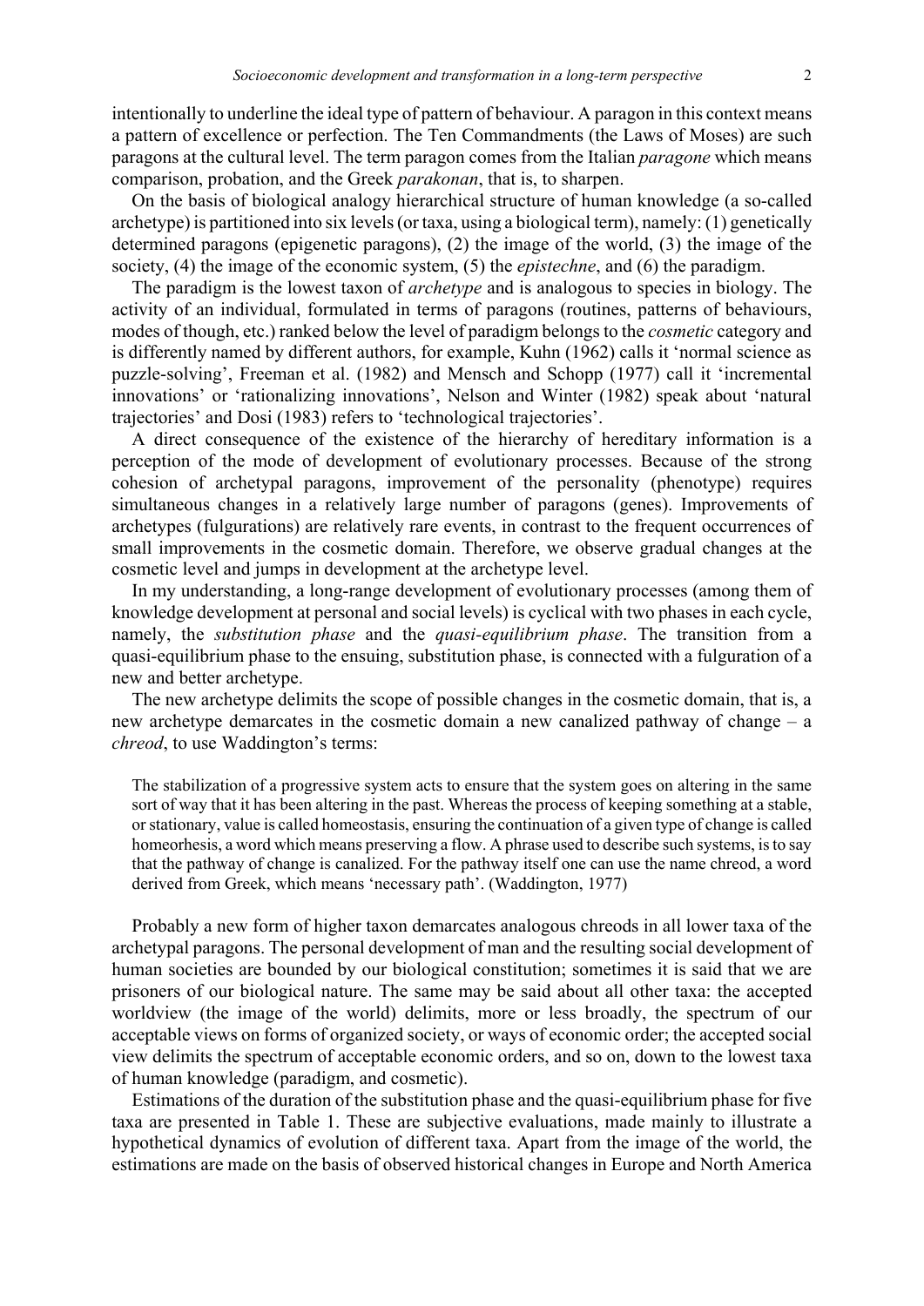intentionally to underline the ideal type of pattern of behaviour. A paragon in this context means a pattern of excellence or perfection. The Ten Commandments (the Laws of Moses) are such paragons at the cultural level. The term paragon comes from the Italian *paragone* which means comparison, probation, and the Greek *parakonan*, that is, to sharpen.

On the basis of biological analogy hierarchical structure of human knowledge (a so-called archetype) is partitioned into six levels (or taxa, using a biological term), namely: (1) genetically determined paragons (epigenetic paragons), (2) the image of the world, (3) the image of the society, (4) the image of the economic system, (5) the *epistechne*, and (6) the paradigm.

The paradigm is the lowest taxon of *archetype* and is analogous to species in biology. The activity of an individual, formulated in terms of paragons (routines, patterns of behaviours, modes of though, etc.) ranked below the level of paradigm belongs to the *cosmetic* category and is differently named by different authors, for example, Kuhn (1962) calls it 'normal science as puzzle-solving', Freeman et al. (1982) and Mensch and Schopp (1977) call it 'incremental innovations' or 'rationalizing innovations', Nelson and Winter (1982) speak about 'natural trajectories' and Dosi (1983) refers to 'technological trajectories'.

A direct consequence of the existence of the hierarchy of hereditary information is a perception of the mode of development of evolutionary processes. Because of the strong cohesion of archetypal paragons, improvement of the personality (phenotype) requires simultaneous changes in a relatively large number of paragons (genes). Improvements of archetypes (fulgurations) are relatively rare events, in contrast to the frequent occurrences of small improvements in the cosmetic domain. Therefore, we observe gradual changes at the cosmetic level and jumps in development at the archetype level.

In my understanding, a long-range development of evolutionary processes (among them of knowledge development at personal and social levels) is cyclical with two phases in each cycle, namely, the *substitution phase* and the *quasi-equilibrium phase*. The transition from a quasi-equilibrium phase to the ensuing, substitution phase, is connected with a fulguration of a new and better archetype.

The new archetype delimits the scope of possible changes in the cosmetic domain, that is, a new archetype demarcates in the cosmetic domain a new canalized pathway of change – a *chreod*, to use Waddington's terms:

> The stabilization of a progressive system acts to ensure that the system goes on altering in the same sort of way that it has been altering in the past. Whereas the process of keeping something at a stable, or stationary, value is called homeostasis, ensuring the continuation of a given type of change is called homeorhesis, a word which means preserving a flow. A phrase used to describe such systems, is to say that the pathway of change is canalized. For the pathway itself one can use the name chreod, a word derived from Greek, which means 'necessary path'. (Waddington, 1977)

Probably a new form of higher taxon demarcates analogous chreods in all lower taxa of the archetypal paragons. The personal development of man and the resulting social development of human societies are bounded by our biological constitution; sometimes it is said that we are prisoners of our biological nature. The same may be said about all other taxa: the accepted worldview (the image of the world) delimits, more or less broadly, the spectrum of our acceptable views on forms of organized society, or ways of economic order; the accepted social view delimits the spectrum of acceptable economic orders, and so on, down to the lowest taxa of human knowledge (paradigm, and cosmetic).

Estimations of the duration of the substitution phase and the quasi-equilibrium phase for five taxa are presented in Table 1. These are subjective evaluations, made mainly to illustrate a hypothetical dynamics of evolution of different taxa. Apart from the image of the world, the estimations are made on the basis of observed historical changes in Europe and North America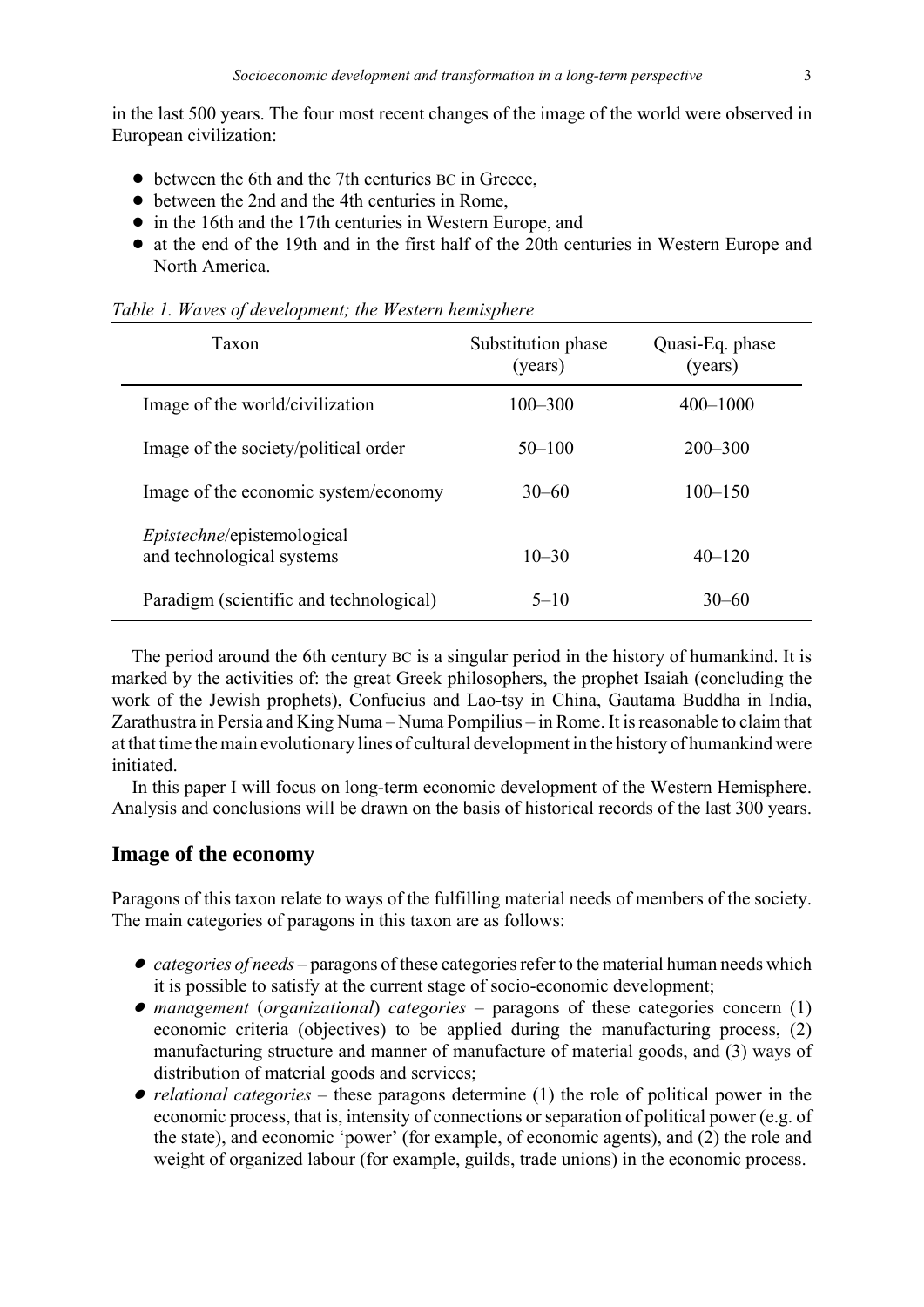in the last 500 years. The four most recent changes of the image of the world were observed in European civilization:

- between the 6th and the 7th centuries BC in Greece,
- between the 2nd and the 4th centuries in Rome,
- in the 16th and the 17th centuries in Western Europe, and
- at the end of the 19th and in the first half of the 20th centuries in Western Europe and North America.

*Table 1. Waves of development; the Western hemisphere*

| Taxon | Substitution phase (years) | Quasi-Eq. phase (years) |
|---|---|---|
| Image of the world/civilization | 100–300 | 400–1000 |
| Image of the society/political order | 50–100 | 200–300 |
| Image of the economic system/economy | 30–60 | 100–150 |
| *Epistechne*/epistemological and technological systems | 10–30 | 40–120 |
| Paradigm (scientific and technological) | 5–10 | 30–60 |

The period around the 6th century BC is a singular period in the history of humankind. It is marked by the activities of: the great Greek philosophers, the prophet Isaiah (concluding the work of the Jewish prophets), Confucius and Lao-tsy in China, Gautama Buddha in India, Zarathustra in Persia and King Numa – Numa Pompilius – in Rome. It is reasonable to claim that at that time the main evolutionary lines of cultural development in the history of humankind were initiated.

In this paper I will focus on long-term economic development of the Western Hemisphere. Analysis and conclusions will be drawn on the basis of historical records of the last 300 years.

## Image of the economy

Paragons of this taxon relate to ways of the fulfilling material needs of members of the society. The main categories of paragons in this taxon are as follows:

- *categories of needs* – paragons of these categories refer to the material human needs which it is possible to satisfy at the current stage of socio-economic development;
- *management* (*organizational*) *categories* – paragons of these categories concern (1) economic criteria (objectives) to be applied during the manufacturing process, (2) manufacturing structure and manner of manufacture of material goods, and (3) ways of distribution of material goods and services;
- *relational categories* – these paragons determine (1) the role of political power in the economic process, that is, intensity of connections or separation of political power (e.g. of the state), and economic 'power' (for example, of economic agents), and (2) the role and weight of organized labour (for example, guilds, trade unions) in the economic process.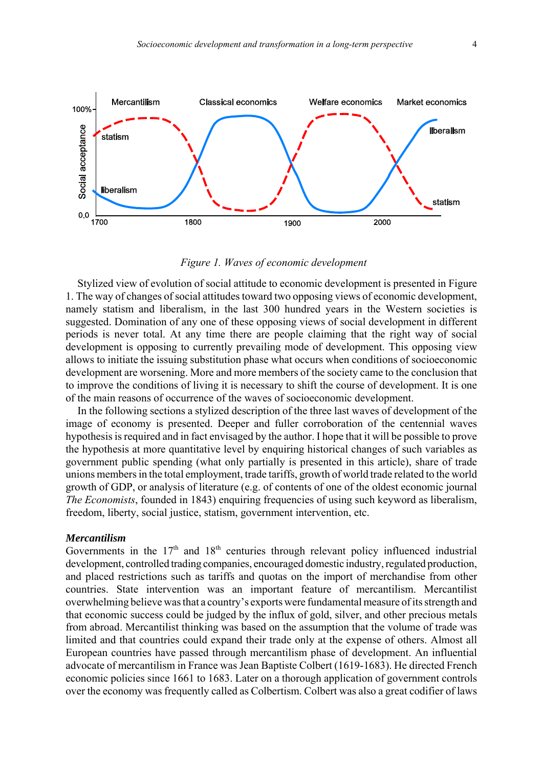Figure 1. *Waves of economic development*

Stylized view of evolution of social attitude to economic development is presented in Figure 1. The way of changes of social attitudes toward two opposing views of economic development, namely statism and liberalism, in the last 300 hundred years in the Western societies is suggested. Domination of any one of these opposing views of social development in different periods is never total. At any time there are people claiming that the right way of social development is opposing to currently prevailing mode of development. This opposing view allows to initiate the issuing substitution phase what occurs when conditions of socioeconomic development are worsening. More and more members of the society came to the conclusion that to improve the conditions of living it is necessary to shift the course of development. It is one of the main reasons of occurrence of the waves of socioeconomic development.

In the following sections a stylized description of the three last waves of development of the image of economy is presented. Deeper and fuller corroboration of the centennial waves hypothesis is required and in fact envisaged by the author. I hope that it will be possible to prove the hypothesis at more quantitative level by enquiring historical changes of such variables as government public spending (what only partially is presented in this article), share of trade unions members in the total employment, trade tariffs, growth of world trade related to the world growth of GDP, or analysis of literature (e.g. of contents of one of the oldest economic journal *The Economists*, founded in 1843) enquiring frequencies of using such keyword as liberalism, freedom, liberty, social justice, statism, government intervention, etc.

### *Mercantilism*

Governments in the 17th and 18th centuries through relevant policy influenced industrial development, controlled trading companies, encouraged domestic industry, regulated production, and placed restrictions such as tariffs and quotas on the import of merchandise from other countries. State intervention was an important feature of mercantilism. Mercantilist overwhelming believe was that a country's exports were fundamental measure of its strength and that economic success could be judged by the influx of gold, silver, and other precious metals from abroad. Mercantilist thinking was based on the assumption that the volume of trade was limited and that countries could expand their trade only at the expense of others. Almost all European countries have passed through mercantilism phase of development. An influential advocate of mercantilism in France was Jean Baptiste Colbert (1619-1683). He directed French economic policies since 1661 to 1683. Later on a thorough application of government controls over the economy was frequently called as Colbertism. Colbert was also a great codifier of laws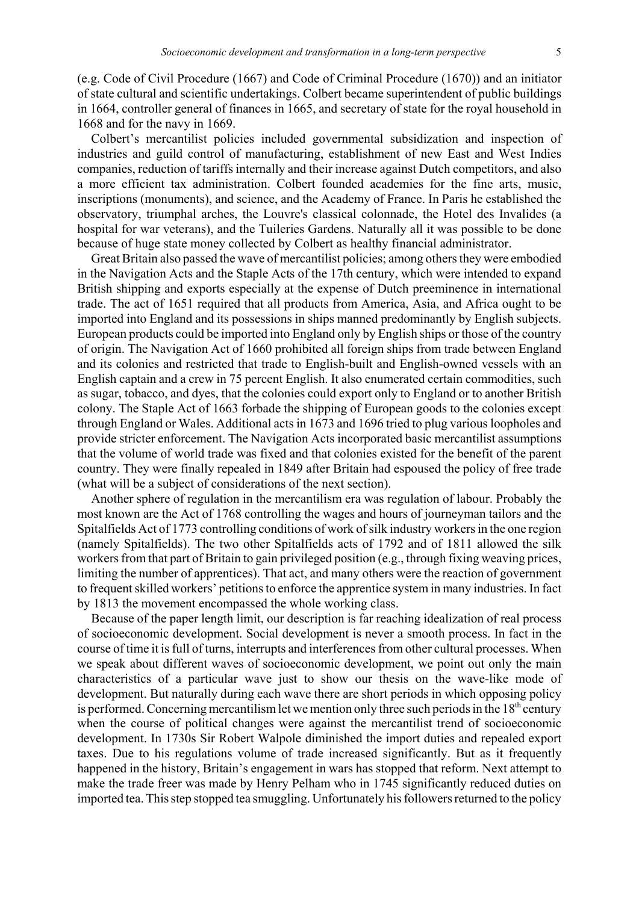(e.g. Code of Civil Procedure (1667) and Code of Criminal Procedure (1670)) and an initiator of state cultural and scientific undertakings. Colbert became superintendent of public buildings in 1664, controller general of finances in 1665, and secretary of state for the royal household in 1668 and for the navy in 1669.

Colbert's mercantilist policies included governmental subsidization and inspection of industries and guild control of manufacturing, establishment of new East and West Indies companies, reduction of tariffs internally and their increase against Dutch competitors, and also a more efficient tax administration. Colbert founded academies for the fine arts, music, inscriptions (monuments), and science, and the Academy of France. In Paris he established the observatory, triumphal arches, the Louvre's classical colonnade, the Hotel des Invalides (a hospital for war veterans), and the Tuileries Gardens. Naturally all it was possible to be done because of huge state money collected by Colbert as healthy financial administrator.

Great Britain also passed the wave of mercantilist policies; among others they were embodied in the Navigation Acts and the Staple Acts of the 17th century, which were intended to expand British shipping and exports especially at the expense of Dutch preeminence in international trade. The act of 1651 required that all products from America, Asia, and Africa ought to be imported into England and its possessions in ships manned predominantly by English subjects. European products could be imported into England only by English ships or those of the country of origin. The Navigation Act of 1660 prohibited all foreign ships from trade between England and its colonies and restricted that trade to English-built and English-owned vessels with an English captain and a crew in 75 percent English. It also enumerated certain commodities, such as sugar, tobacco, and dyes, that the colonies could export only to England or to another British colony. The Staple Act of 1663 forbade the shipping of European goods to the colonies except through England or Wales. Additional acts in 1673 and 1696 tried to plug various loopholes and provide stricter enforcement. The Navigation Acts incorporated basic mercantilist assumptions that the volume of world trade was fixed and that colonies existed for the benefit of the parent country. They were finally repealed in 1849 after Britain had espoused the policy of free trade (what will be a subject of considerations of the next section).

Another sphere of regulation in the mercantilism era was regulation of labour. Probably the most known are the Act of 1768 controlling the wages and hours of journeyman tailors and the Spitalfields Act of 1773 controlling conditions of work of silk industry workers in the one region (namely Spitalfields). The two other Spitalfields acts of 1792 and of 1811 allowed the silk workers from that part of Britain to gain privileged position (e.g., through fixing weaving prices, limiting the number of apprentices). That act, and many others were the reaction of government to frequent skilled workers' petitions to enforce the apprentice system in many industries. In fact by 1813 the movement encompassed the whole working class.

Because of the paper length limit, our description is far reaching idealization of real process of socioeconomic development. Social development is never a smooth process. In fact in the course of time it is full of turns, interrupts and interferences from other cultural processes. When we speak about different waves of socioeconomic development, we point out only the main characteristics of a particular wave just to show our thesis on the wave-like mode of development. But naturally during each wave there are short periods in which opposing policy is performed. Concerning mercantilism let we mention only three such periods in the 18th century when the course of political changes were against the mercantilist trend of socioeconomic development. In 1730s Sir Robert Walpole diminished the import duties and repealed export taxes. Due to his regulations volume of trade increased significantly. But as it frequently happened in the history, Britain's engagement in wars has stopped that reform. Next attempt to make the trade freer was made by Henry Pelham who in 1745 significantly reduced duties on imported tea. This step stopped tea smuggling. Unfortunately his followers returned to the policy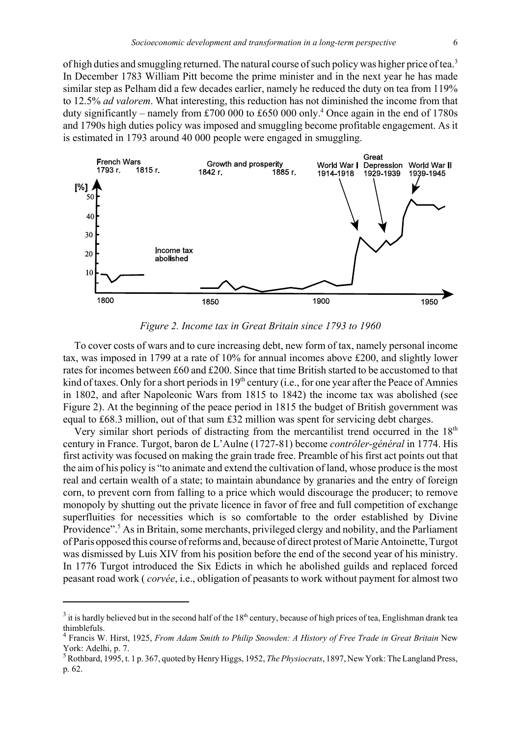of high duties and smuggling returned. The natural course of such policy was higher price of tea.[3] In December 1783 William Pitt become the prime minister and in the next year he has made similar step as Pelham did a few decades earlier, namely he reduced the duty on tea from 119% to 12.5% *ad valorem*. What interesting, this reduction has not diminished the income from that duty significantly – namely from £700 000 to £650 000 only.[4] Once again in the end of 1780s and 1790s high duties policy was imposed and smuggling become profitable engagement. As it is estimated in 1793 around 40 000 people were engaged in smuggling.

*Figure 2. Income tax in Great Britain since 1793 to 1960*

To cover costs of wars and to cure increasing debt, new form of tax, namely personal income tax, was imposed in 1799 at a rate of 10% for annual incomes above £200, and slightly lower rates for incomes between £60 and £200. Since that time British started to be accustomed to that kind of taxes. Only for a short periods in 19th century (i.e., for one year after the Peace of Amnies in 1802, and after Napoleonic Wars from 1815 to 1842) the income tax was abolished (see Figure 2). At the beginning of the peace period in 1815 the budget of British government was equal to £68.3 million, out of that sum £32 million was spent for servicing debt charges.

Very similar short periods of distracting from the mercantilist trend occurred in the 18th century in France. Turgot, baron de L'Aulne (1727-81) become *contrôler-général* in 1774. His first activity was focused on making the grain trade free. Preamble of his first act points out that the aim of his policy is "to animate and extend the cultivation of land, whose produce is the most real and certain wealth of a state; to maintain abundance by granaries and the entry of foreign corn, to prevent corn from falling to a price which would discourage the producer; to remove monopoly by shutting out the private licence in favor of free and full competition of exchange superfluities for necessities which is so comfortable to the order established by Divine Providence".[5] As in Britain, some merchants, privileged clergy and nobility, and the Parliament of Paris opposed this course of reforms and, because of direct protest of Marie Antoinette, Turgot was dismissed by Luis XIV from his position before the end of the second year of his ministry. In 1776 Turgot introduced the Six Edicts in which he abolished guilds and replaced forced peasant road work ( *corvée*, i.e., obligation of peasants to work without payment for almost two

---

[3] it is hardly believed but in the second half of the 18th century, because of high prices of tea, Englishman drank tea thimblefuls.

[4] Francis W. Hirst, 1925, *From Adam Smith to Philip Snowden: A History of Free Trade in Great Britain* New York: Adelhi, p. 7.

[5] Rothbard, 1995, t. 1 p. 367, quoted by Henry Higgs, 1952, *The Physiocrats*, 1897, New York: The Langland Press, p. 62.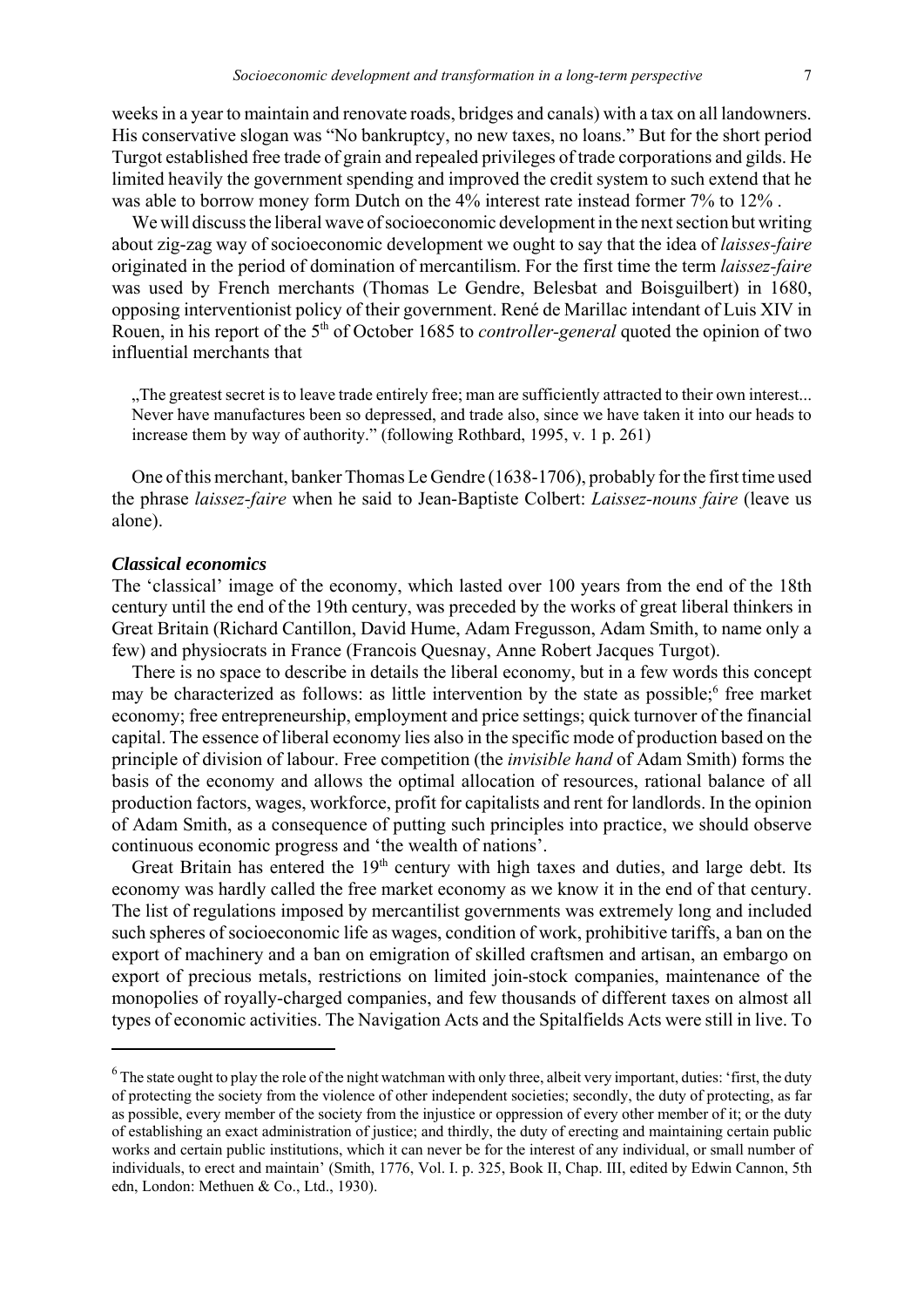weeks in a year to maintain and renovate roads, bridges and canals) with a tax on all landowners. His conservative slogan was "No bankruptcy, no new taxes, no loans." But for the short period Turgot established free trade of grain and repealed privileges of trade corporations and gilds. He limited heavily the government spending and improved the credit system to such extend that he was able to borrow money form Dutch on the 4% interest rate instead former 7% to 12% .

We will discuss the liberal wave of socioeconomic development in the next section but writing about zig-zag way of socioeconomic development we ought to say that the idea of *laisses-faire* originated in the period of domination of mercantilism. For the first time the term *laissez-faire* was used by French merchants (Thomas Le Gendre, Belesbat and Boisguilbert) in 1680, opposing interventionist policy of their government. René de Marillac intendant of Luis XIV in Rouen, in his report of the 5th of October 1685 to *controller-general* quoted the opinion of two influential merchants that

> „The greatest secret is to leave trade entirely free; man are sufficiently attracted to their own interest... Never have manufactures been so depressed, and trade also, since we have taken it into our heads to increase them by way of authority." (following Rothbard, 1995, v. 1 p. 261)

One of this merchant, banker Thomas Le Gendre (1638-1706), probably for the first time used the phrase *laissez-faire* when he said to Jean-Baptiste Colbert: *Laissez-nouns faire* (leave us alone).

### *Classical economics*

The 'classical' image of the economy, which lasted over 100 years from the end of the 18th century until the end of the 19th century, was preceded by the works of great liberal thinkers in Great Britain (Richard Cantillon, David Hume, Adam Fregusson, Adam Smith, to name only a few) and physiocrats in France (Francois Quesnay, Anne Robert Jacques Turgot).

There is no space to describe in details the liberal economy, but in a few words this concept may be characterized as follows: as little intervention by the state as possible;[6] free market economy; free entrepreneurship, employment and price settings; quick turnover of the financial capital. The essence of liberal economy lies also in the specific mode of production based on the principle of division of labour. Free competition (the *invisible hand* of Adam Smith) forms the basis of the economy and allows the optimal allocation of resources, rational balance of all production factors, wages, workforce, profit for capitalists and rent for landlords. In the opinion of Adam Smith, as a consequence of putting such principles into practice, we should observe continuous economic progress and 'the wealth of nations'.

Great Britain has entered the 19th century with high taxes and duties, and large debt. Its economy was hardly called the free market economy as we know it in the end of that century. The list of regulations imposed by mercantilist governments was extremely long and included such spheres of socioeconomic life as wages, condition of work, prohibitive tariffs, a ban on the export of machinery and a ban on emigration of skilled craftsmen and artisan, an embargo on export of precious metals, restrictions on limited join-stock companies, maintenance of the monopolies of royally-charged companies, and few thousands of different taxes on almost all types of economic activities. The Navigation Acts and the Spitalfields Acts were still in live. To

---

[6] The state ought to play the role of the night watchman with only three, albeit very important, duties: 'first, the duty of protecting the society from the violence of other independent societies; secondly, the duty of protecting, as far as possible, every member of the society from the injustice or oppression of every other member of it; or the duty of establishing an exact administration of justice; and thirdly, the duty of erecting and maintaining certain public works and certain public institutions, which it can never be for the interest of any individual, or small number of individuals, to erect and maintain' (Smith, 1776, Vol. I. p. 325, Book II, Chap. III, edited by Edwin Cannon, 5th edn, London: Methuen & Co., Ltd., 1930).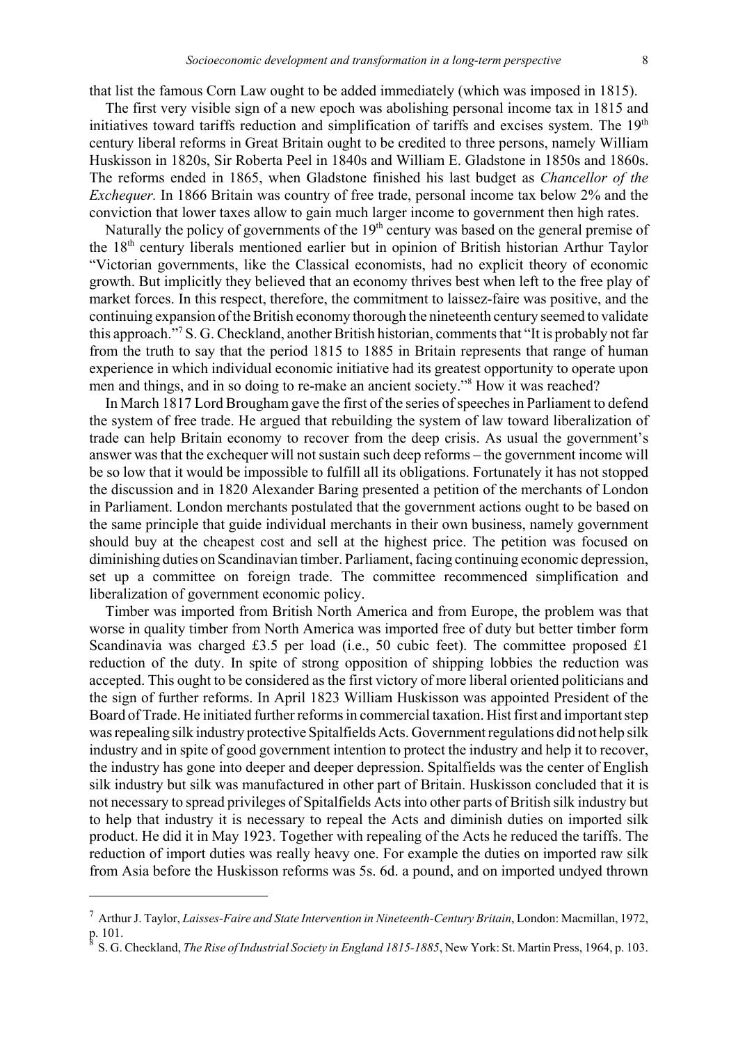that list the famous Corn Law ought to be added immediately (which was imposed in 1815).

The first very visible sign of a new epoch was abolishing personal income tax in 1815 and initiatives toward tariffs reduction and simplification of tariffs and excises system. The 19th century liberal reforms in Great Britain ought to be credited to three persons, namely William Huskisson in 1820s, Sir Roberta Peel in 1840s and William E. Gladstone in 1850s and 1860s. The reforms ended in 1865, when Gladstone finished his last budget as *Chancellor of the Exchequer.* In 1866 Britain was country of free trade, personal income tax below 2% and the conviction that lower taxes allow to gain much larger income to government then high rates.

Naturally the policy of governments of the 19th century was based on the general premise of the 18th century liberals mentioned earlier but in opinion of British historian Arthur Taylor "Victorian governments, like the Classical economists, had no explicit theory of economic growth. But implicitly they believed that an economy thrives best when left to the free play of market forces. In this respect, therefore, the commitment to laissez-faire was positive, and the continuing expansion of the British economy thorough the nineteenth century seemed to validate this approach."[7] S. G. Checkland, another British historian, comments that "It is probably not far from the truth to say that the period 1815 to 1885 in Britain represents that range of human experience in which individual economic initiative had its greatest opportunity to operate upon men and things, and in so doing to re-make an ancient society."[8] How it was reached?

In March 1817 Lord Brougham gave the first of the series of speeches in Parliament to defend the system of free trade. He argued that rebuilding the system of law toward liberalization of trade can help Britain economy to recover from the deep crisis. As usual the government's answer was that the exchequer will not sustain such deep reforms – the government income will be so low that it would be impossible to fulfill all its obligations. Fortunately it has not stopped the discussion and in 1820 Alexander Baring presented a petition of the merchants of London in Parliament. London merchants postulated that the government actions ought to be based on the same principle that guide individual merchants in their own business, namely government should buy at the cheapest cost and sell at the highest price. The petition was focused on diminishing duties on Scandinavian timber. Parliament, facing continuing economic depression, set up a committee on foreign trade. The committee recommenced simplification and liberalization of government economic policy.

Timber was imported from British North America and from Europe, the problem was that worse in quality timber from North America was imported free of duty but better timber form Scandinavia was charged £3.5 per load (i.e., 50 cubic feet). The committee proposed £1 reduction of the duty. In spite of strong opposition of shipping lobbies the reduction was accepted. This ought to be considered as the first victory of more liberal oriented politicians and the sign of further reforms. In April 1823 William Huskisson was appointed President of the Board of Trade. He initiated further reforms in commercial taxation. Hist first and important step was repealing silk industry protective Spitalfields Acts. Government regulations did not help silk industry and in spite of good government intention to protect the industry and help it to recover, the industry has gone into deeper and deeper depression. Spitalfields was the center of English silk industry but silk was manufactured in other part of Britain. Huskisson concluded that it is not necessary to spread privileges of Spitalfields Acts into other parts of British silk industry but to help that industry it is necessary to repeal the Acts and diminish duties on imported silk product. He did it in May 1923. Together with repealing of the Acts he reduced the tariffs. The reduction of import duties was really heavy one. For example the duties on imported raw silk from Asia before the Huskisson reforms was 5s. 6d. a pound, and on imported undyed thrown

---

[7] Arthur J. Taylor, *Laisses-Faire and State Intervention in Nineteenth-Century Britain*, London: Macmillan, 1972, p. 101.

[8] S. G. Checkland, *The Rise of Industrial Society in England 1815-1885*, New York: St. Martin Press, 1964, p. 103.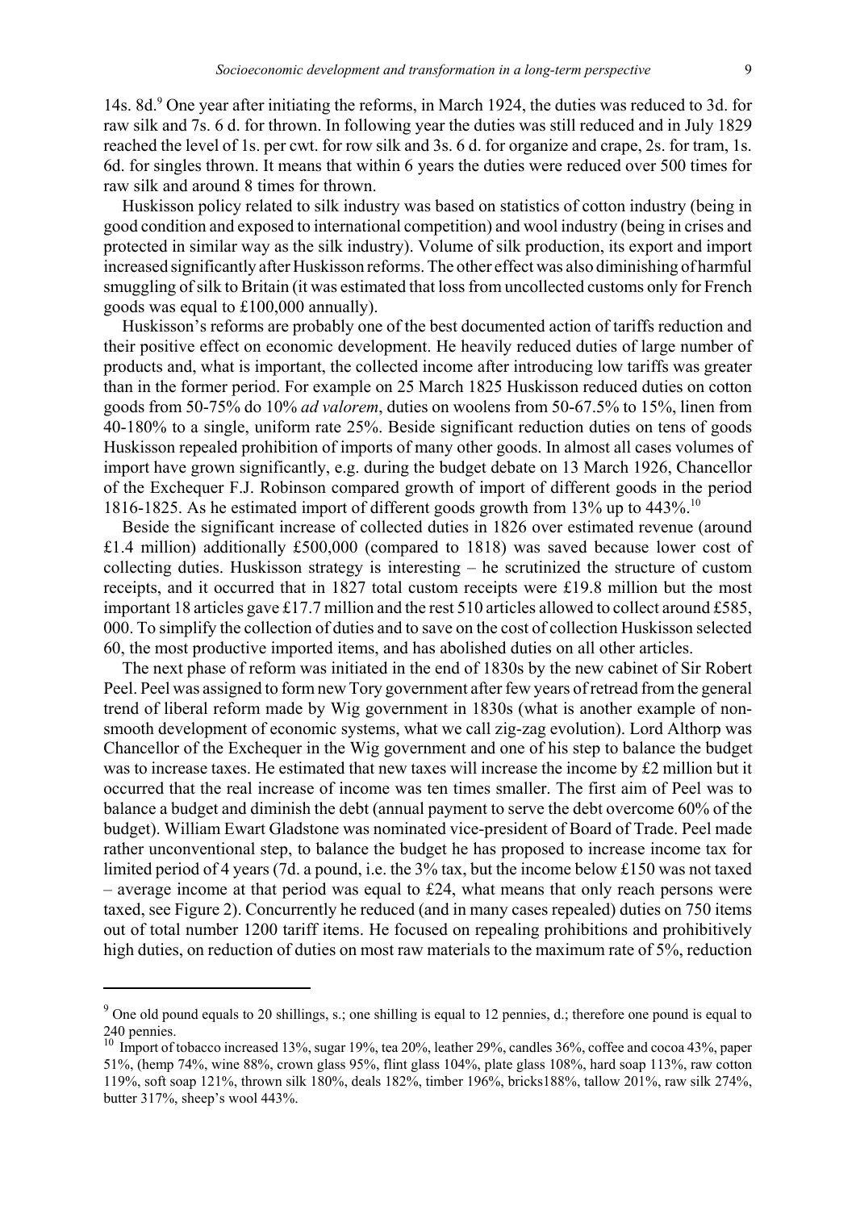14s. 8d.[9] One year after initiating the reforms, in March 1924, the duties was reduced to 3d. for raw silk and 7s. 6 d. for thrown. In following year the duties was still reduced and in July 1829 reached the level of 1s. per cwt. for row silk and 3s. 6 d. for organize and crape, 2s. for tram, 1s. 6d. for singles thrown. It means that within 6 years the duties were reduced over 500 times for raw silk and around 8 times for thrown.

Huskisson policy related to silk industry was based on statistics of cotton industry (being in good condition and exposed to international competition) and wool industry (being in crises and protected in similar way as the silk industry). Volume of silk production, its export and import increased significantly after Huskisson reforms. The other effect was also diminishing of harmful smuggling of silk to Britain (it was estimated that loss from uncollected customs only for French goods was equal to £100,000 annually).

Huskisson's reforms are probably one of the best documented action of tariffs reduction and their positive effect on economic development. He heavily reduced duties of large number of products and, what is important, the collected income after introducing low tariffs was greater than in the former period. For example on 25 March 1825 Huskisson reduced duties on cotton goods from 50-75% do 10% *ad valorem*, duties on woolens from 50-67.5% to 15%, linen from 40-180% to a single, uniform rate 25%. Beside significant reduction duties on tens of goods Huskisson repealed prohibition of imports of many other goods. In almost all cases volumes of import have grown significantly, e.g. during the budget debate on 13 March 1926, Chancellor of the Exchequer F.J. Robinson compared growth of import of different goods in the period 1816-1825. As he estimated import of different goods growth from 13% up to 443%.[10]

Beside the significant increase of collected duties in 1826 over estimated revenue (around £1.4 million) additionally £500,000 (compared to 1818) was saved because lower cost of collecting duties. Huskisson strategy is interesting – he scrutinized the structure of custom receipts, and it occurred that in 1827 total custom receipts were £19.8 million but the most important 18 articles gave £17.7 million and the rest 510 articles allowed to collect around £585, 000. To simplify the collection of duties and to save on the cost of collection Huskisson selected 60, the most productive imported items, and has abolished duties on all other articles.

The next phase of reform was initiated in the end of 1830s by the new cabinet of Sir Robert Peel. Peel was assigned to form new Tory government after few years of retread from the general trend of liberal reform made by Wig government in 1830s (what is another example of non-smooth development of economic systems, what we call zig-zag evolution). Lord Althorp was Chancellor of the Exchequer in the Wig government and one of his step to balance the budget was to increase taxes. He estimated that new taxes will increase the income by £2 million but it occurred that the real increase of income was ten times smaller. The first aim of Peel was to balance a budget and diminish the debt (annual payment to serve the debt overcome 60% of the budget). William Ewart Gladstone was nominated vice-president of Board of Trade. Peel made rather unconventional step, to balance the budget he has proposed to increase income tax for limited period of 4 years (7d. a pound, i.e. the 3% tax, but the income below £150 was not taxed – average income at that period was equal to £24, what means that only reach persons were taxed, see Figure 2). Concurrently he reduced (and in many cases repealed) duties on 750 items out of total number 1200 tariff items. He focused on repealing prohibitions and prohibitively high duties, on reduction of duties on most raw materials to the maximum rate of 5%, reduction

---

[9] One old pound equals to 20 shillings, s.; one shilling is equal to 12 pennies, d.; therefore one pound is equal to 240 pennies.

[10] Import of tobacco increased 13%, sugar 19%, tea 20%, leather 29%, candles 36%, coffee and cocoa 43%, paper 51%, (hemp 74%, wine 88%, crown glass 95%, flint glass 104%, plate glass 108%, hard soap 113%, raw cotton 119%, soft soap 121%, thrown silk 180%, deals 182%, timber 196%, bricks188%, tallow 201%, raw silk 274%, butter 317%, sheep's wool 443%.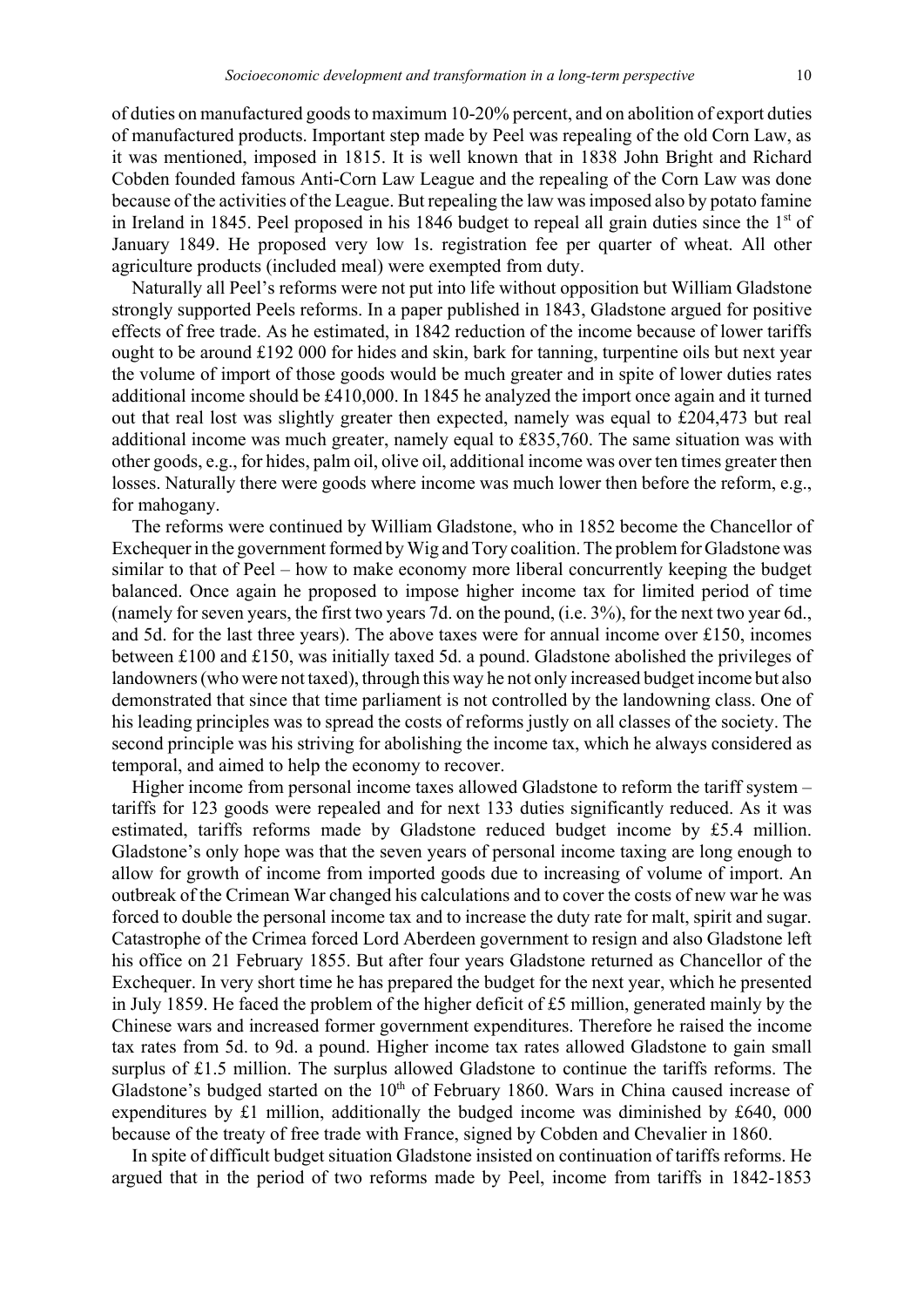of duties on manufactured goods to maximum 10-20% percent, and on abolition of export duties of manufactured products. Important step made by Peel was repealing of the old Corn Law, as it was mentioned, imposed in 1815. It is well known that in 1838 John Bright and Richard Cobden founded famous Anti-Corn Law League and the repealing of the Corn Law was done because of the activities of the League. But repealing the law was imposed also by potato famine in Ireland in 1845. Peel proposed in his 1846 budget to repeal all grain duties since the 1st of January 1849. He proposed very low 1s. registration fee per quarter of wheat. All other agriculture products (included meal) were exempted from duty.

Naturally all Peel's reforms were not put into life without opposition but William Gladstone strongly supported Peels reforms. In a paper published in 1843, Gladstone argued for positive effects of free trade. As he estimated, in 1842 reduction of the income because of lower tariffs ought to be around £192 000 for hides and skin, bark for tanning, turpentine oils but next year the volume of import of those goods would be much greater and in spite of lower duties rates additional income should be £410,000. In 1845 he analyzed the import once again and it turned out that real lost was slightly greater then expected, namely was equal to £204,473 but real additional income was much greater, namely equal to £835,760. The same situation was with other goods, e.g., for hides, palm oil, olive oil, additional income was over ten times greater then losses. Naturally there were goods where income was much lower then before the reform, e.g., for mahogany.

The reforms were continued by William Gladstone, who in 1852 become the Chancellor of Exchequer in the government formed by Wig and Tory coalition. The problem for Gladstone was similar to that of Peel – how to make economy more liberal concurrently keeping the budget balanced. Once again he proposed to impose higher income tax for limited period of time (namely for seven years, the first two years 7d. on the pound, (i.e. 3%), for the next two year 6d., and 5d. for the last three years). The above taxes were for annual income over £150, incomes between £100 and £150, was initially taxed 5d. a pound. Gladstone abolished the privileges of landowners (who were not taxed), through this way he not only increased budget income but also demonstrated that since that time parliament is not controlled by the landowning class. One of his leading principles was to spread the costs of reforms justly on all classes of the society. The second principle was his striving for abolishing the income tax, which he always considered as temporal, and aimed to help the economy to recover.

Higher income from personal income taxes allowed Gladstone to reform the tariff system – tariffs for 123 goods were repealed and for next 133 duties significantly reduced. As it was estimated, tariffs reforms made by Gladstone reduced budget income by £5.4 million. Gladstone's only hope was that the seven years of personal income taxing are long enough to allow for growth of income from imported goods due to increasing of volume of import. An outbreak of the Crimean War changed his calculations and to cover the costs of new war he was forced to double the personal income tax and to increase the duty rate for malt, spirit and sugar. Catastrophe of the Crimea forced Lord Aberdeen government to resign and also Gladstone left his office on 21 February 1855. But after four years Gladstone returned as Chancellor of the Exchequer. In very short time he has prepared the budget for the next year, which he presented in July 1859. He faced the problem of the higher deficit of £5 million, generated mainly by the Chinese wars and increased former government expenditures. Therefore he raised the income tax rates from 5d. to 9d. a pound. Higher income tax rates allowed Gladstone to gain small surplus of £1.5 million. The surplus allowed Gladstone to continue the tariffs reforms. The Gladstone's budged started on the 10th of February 1860. Wars in China caused increase of expenditures by £1 million, additionally the budged income was diminished by £640, 000 because of the treaty of free trade with France, signed by Cobden and Chevalier in 1860.

In spite of difficult budget situation Gladstone insisted on continuation of tariffs reforms. He argued that in the period of two reforms made by Peel, income from tariffs in 1842-1853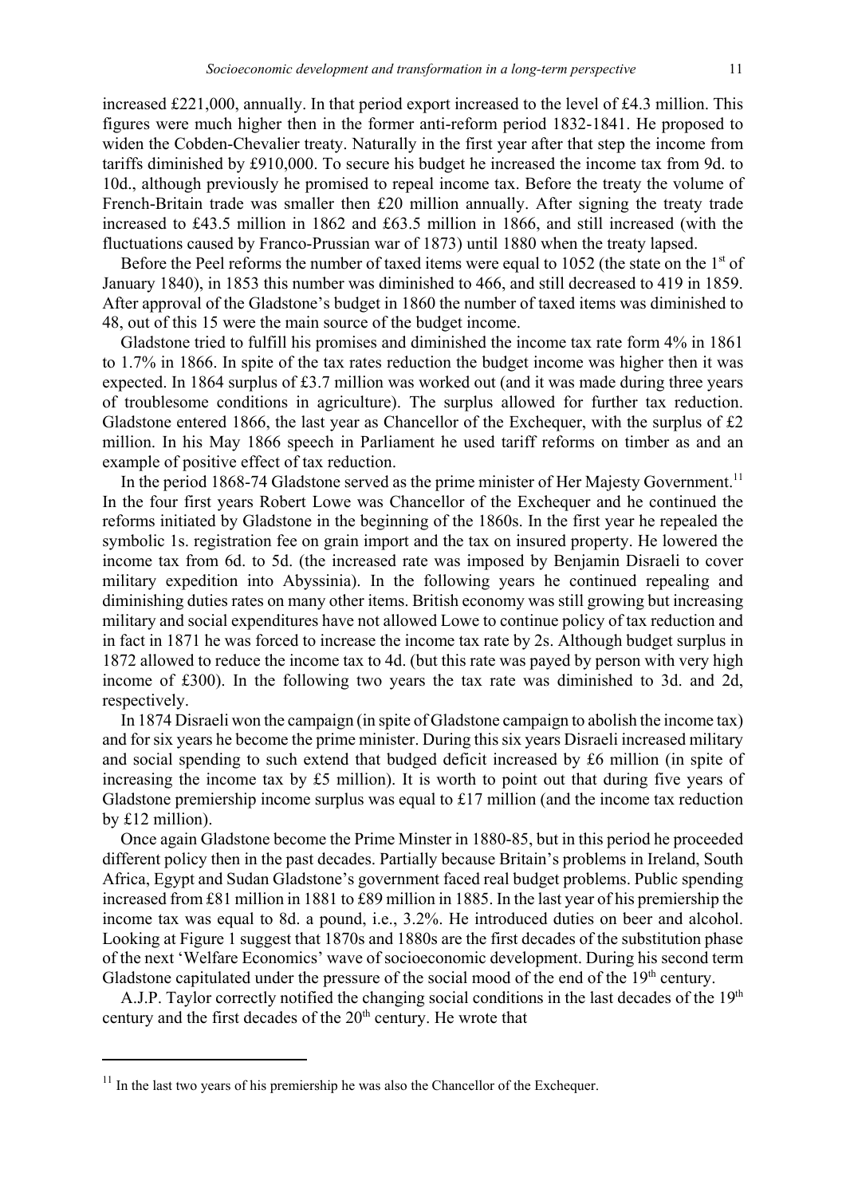increased £221,000, annually. In that period export increased to the level of £4.3 million. This figures were much higher then in the former anti-reform period 1832-1841. He proposed to widen the Cobden-Chevalier treaty. Naturally in the first year after that step the income from tariffs diminished by £910,000. To secure his budget he increased the income tax from 9d. to 10d., although previously he promised to repeal income tax. Before the treaty the volume of French-Britain trade was smaller then £20 million annually. After signing the treaty trade increased to £43.5 million in 1862 and £63.5 million in 1866, and still increased (with the fluctuations caused by Franco-Prussian war of 1873) until 1880 when the treaty lapsed.

Before the Peel reforms the number of taxed items were equal to 1052 (the state on the 1st of January 1840), in 1853 this number was diminished to 466, and still decreased to 419 in 1859. After approval of the Gladstone's budget in 1860 the number of taxed items was diminished to 48, out of this 15 were the main source of the budget income.

Gladstone tried to fulfill his promises and diminished the income tax rate form 4% in 1861 to 1.7% in 1866. In spite of the tax rates reduction the budget income was higher then it was expected. In 1864 surplus of £3.7 million was worked out (and it was made during three years of troublesome conditions in agriculture). The surplus allowed for further tax reduction. Gladstone entered 1866, the last year as Chancellor of the Exchequer, with the surplus of £2 million. In his May 1866 speech in Parliament he used tariff reforms on timber as and an example of positive effect of tax reduction.

In the period 1868-74 Gladstone served as the prime minister of Her Majesty Government.[11] In the four first years Robert Lowe was Chancellor of the Exchequer and he continued the reforms initiated by Gladstone in the beginning of the 1860s. In the first year he repealed the symbolic 1s. registration fee on grain import and the tax on insured property. He lowered the income tax from 6d. to 5d. (the increased rate was imposed by Benjamin Disraeli to cover military expedition into Abyssinia). In the following years he continued repealing and diminishing duties rates on many other items. British economy was still growing but increasing military and social expenditures have not allowed Lowe to continue policy of tax reduction and in fact in 1871 he was forced to increase the income tax rate by 2s. Although budget surplus in 1872 allowed to reduce the income tax to 4d. (but this rate was payed by person with very high income of £300). In the following two years the tax rate was diminished to 3d. and 2d, respectively.

In 1874 Disraeli won the campaign (in spite of Gladstone campaign to abolish the income tax) and for six years he become the prime minister. During this six years Disraeli increased military and social spending to such extend that budged deficit increased by £6 million (in spite of increasing the income tax by £5 million). It is worth to point out that during five years of Gladstone premiership income surplus was equal to £17 million (and the income tax reduction by £12 million).

Once again Gladstone become the Prime Minster in 1880-85, but in this period he proceeded different policy then in the past decades. Partially because Britain's problems in Ireland, South Africa, Egypt and Sudan Gladstone's government faced real budget problems. Public spending increased from £81 million in 1881 to £89 million in 1885. In the last year of his premiership the income tax was equal to 8d. a pound, i.e., 3.2%. He introduced duties on beer and alcohol. Looking at Figure 1 suggest that 1870s and 1880s are the first decades of the substitution phase of the next 'Welfare Economics' wave of socioeconomic development. During his second term Gladstone capitulated under the pressure of the social mood of the end of the 19th century.

A.J.P. Taylor correctly notified the changing social conditions in the last decades of the 19th century and the first decades of the 20th century. He wrote that

[11] In the last two years of his premiership he was also the Chancellor of the Exchequer.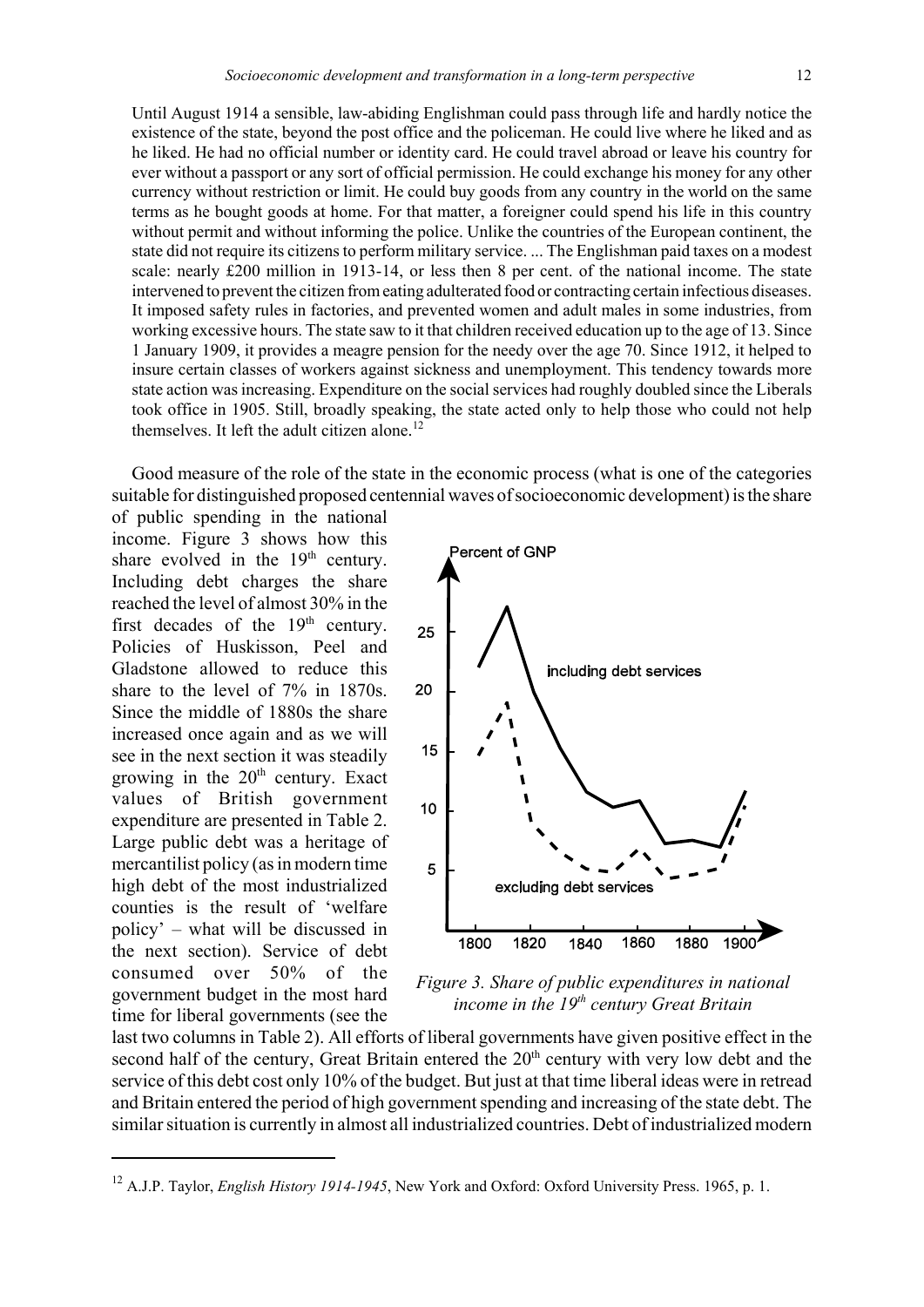> Until August 1914 a sensible, law-abiding Englishman could pass through life and hardly notice the existence of the state, beyond the post office and the policeman. He could live where he liked and as he liked. He had no official number or identity card. He could travel abroad or leave his country for ever without a passport or any sort of official permission. He could exchange his money for any other currency without restriction or limit. He could buy goods from any country in the world on the same terms as he bought goods at home. For that matter, a foreigner could spend his life in this country without permit and without informing the police. Unlike the countries of the European continent, the state did not require its citizens to perform military service. ... The Englishman paid taxes on a modest scale: nearly £200 million in 1913-14, or less then 8 per cent. of the national income. The state intervened to prevent the citizen from eating adulterated food or contracting certain infectious diseases. It imposed safety rules in factories, and prevented women and adult males in some industries, from working excessive hours. The state saw to it that children received education up to the age of 13. Since 1 January 1909, it provides a meagre pension for the needy over the age 70. Since 1912, it helped to insure certain classes of workers against sickness and unemployment. This tendency towards more state action was increasing. Expenditure on the social services had roughly doubled since the Liberals took office in 1905. Still, broadly speaking, the state acted only to help those who could not help themselves. It left the adult citizen alone.[12]

Good measure of the role of the state in the economic process (what is one of the categories suitable for distinguished proposed centennial waves of socioeconomic development) is the share of public spending in the national income. Figure 3 shows how this share evolved in the 19th century. Including debt charges the share reached the level of almost 30% in the first decades of the 19th century. Policies of Huskisson, Peel and Gladstone allowed to reduce this share to the level of 7% in 1870s. Since the middle of 1880s the share increased once again and as we will see in the next section it was steadily growing in the 20th century. Exact values of British government expenditure are presented in Table 2. Large public debt was a heritage of mercantilist policy (as in modern time high debt of the most industrialized counties is the result of 'welfare policy' – what will be discussed in the next section). Service of debt consumed over 50% of the government budget in the most hard time for liberal governments (see the last two columns in Table 2). All efforts of liberal governments have given positive effect in the second half of the century, Great Britain entered the 20th century with very low debt and the service of this debt cost only 10% of the budget. But just at that time liberal ideas were in retread and Britain entered the period of high government spending and increasing of the state debt. The similar situation is currently in almost all industrialized countries. Debt of industrialized modern

*Figure 3. Share of public expenditures in national income in the 19th century Great Britain*

[12] A.J.P. Taylor, *English History 1914-1945*, New York and Oxford: Oxford University Press. 1965, p. 1.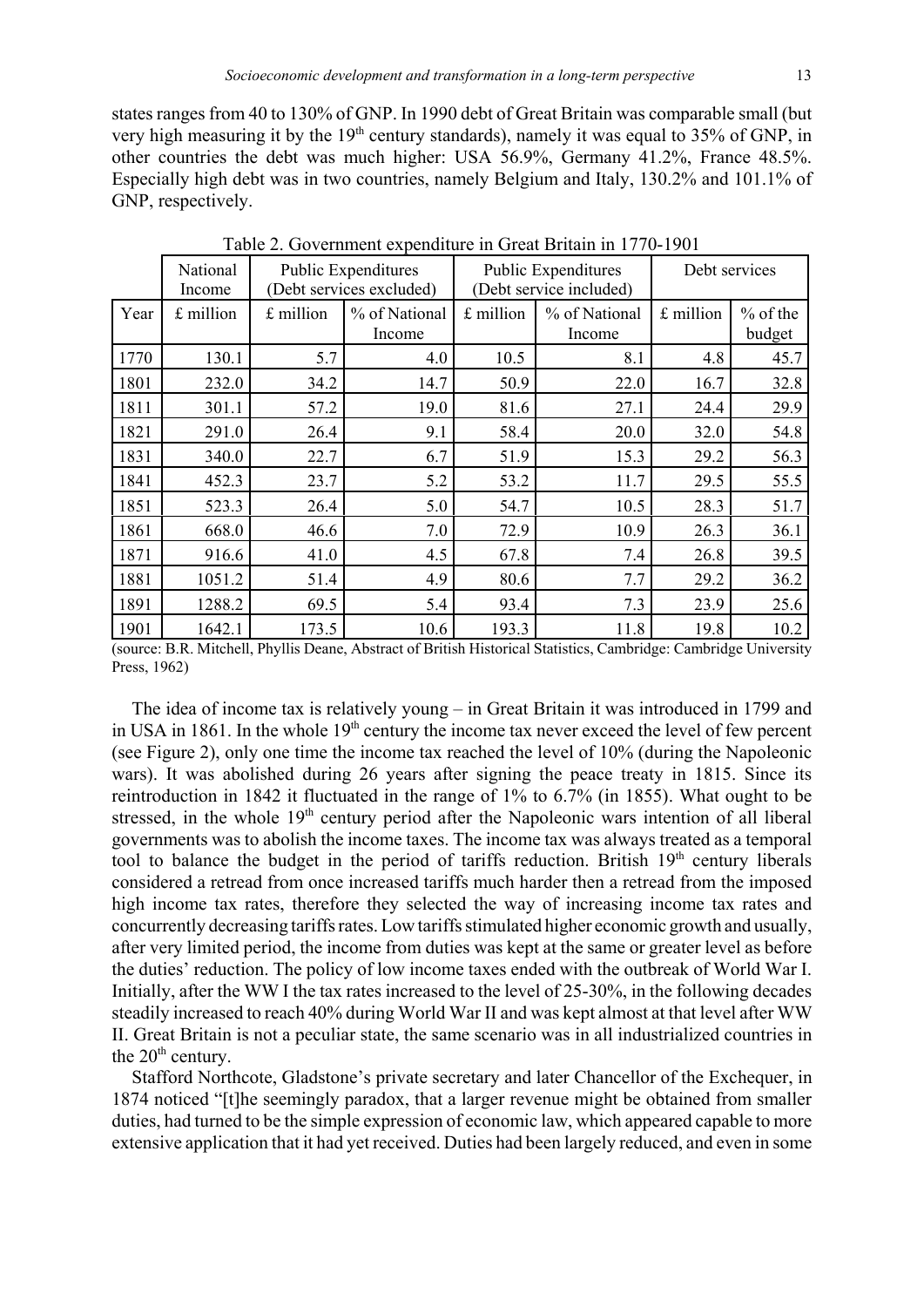states ranges from 40 to 130% of GNP. In 1990 debt of Great Britain was comparable small (but very high measuring it by the 19th century standards), namely it was equal to 35% of GNP, in other countries the debt was much higher: USA 56.9%, Germany 41.2%, France 48.5%. Especially high debt was in two countries, namely Belgium and Italy, 130.2% and 101.1% of GNP, respectively.

Table 2. Government expenditure in Great Britain in 1770-1901

| | National Income | Public Expenditures (Debt services excluded) | | Public Expenditures (Debt service included) | | Debt services | |
|---|---|---|---|---|---|---|---|
| Year | £ million | £ million | % of National Income | £ million | % of National Income | £ million | % of the budget |
| 1770 | 130.1 | 5.7 | 4.0 | 10.5 | 8.1 | 4.8 | 45.7 |
| 1801 | 232.0 | 34.2 | 14.7 | 50.9 | 22.0 | 16.7 | 32.8 |
| 1811 | 301.1 | 57.2 | 19.0 | 81.6 | 27.1 | 24.4 | 29.9 |
| 1821 | 291.0 | 26.4 | 9.1 | 58.4 | 20.0 | 32.0 | 54.8 |
| 1831 | 340.0 | 22.7 | 6.7 | 51.9 | 15.3 | 29.2 | 56.3 |
| 1841 | 452.3 | 23.7 | 5.2 | 53.2 | 11.7 | 29.5 | 55.5 |
| 1851 | 523.3 | 26.4 | 5.0 | 54.7 | 10.5 | 28.3 | 51.7 |
| 1861 | 668.0 | 46.6 | 7.0 | 72.9 | 10.9 | 26.3 | 36.1 |
| 1871 | 916.6 | 41.0 | 4.5 | 67.8 | 7.4 | 26.8 | 39.5 |
| 1881 | 1051.2 | 51.4 | 4.9 | 80.6 | 7.7 | 29.2 | 36.2 |
| 1891 | 1288.2 | 69.5 | 5.4 | 93.4 | 7.3 | 23.9 | 25.6 |
| 1901 | 1642.1 | 173.5 | 10.6 | 193.3 | 11.8 | 19.8 | 10.2 |

(source: B.R. Mitchell, Phyllis Deane, Abstract of British Historical Statistics, Cambridge: Cambridge University Press, 1962)

The idea of income tax is relatively young – in Great Britain it was introduced in 1799 and in USA in 1861. In the whole 19th century the income tax never exceed the level of few percent (see Figure 2), only one time the income tax reached the level of 10% (during the Napoleonic wars). It was abolished during 26 years after signing the peace treaty in 1815. Since its reintroduction in 1842 it fluctuated in the range of 1% to 6.7% (in 1855). What ought to be stressed, in the whole 19th century period after the Napoleonic wars intention of all liberal governments was to abolish the income taxes. The income tax was always treated as a temporal tool to balance the budget in the period of tariffs reduction. British 19th century liberals considered a retread from once increased tariffs much harder then a retread from the imposed high income tax rates, therefore they selected the way of increasing income tax rates and concurrently decreasing tariffs rates. Low tariffs stimulated higher economic growth and usually, after very limited period, the income from duties was kept at the same or greater level as before the duties' reduction. The policy of low income taxes ended with the outbreak of World War I. Initially, after the WW I the tax rates increased to the level of 25-30%, in the following decades steadily increased to reach 40% during World War II and was kept almost at that level after WW II. Great Britain is not a peculiar state, the same scenario was in all industrialized countries in the 20th century.

Stafford Northcote, Gladstone's private secretary and later Chancellor of the Exchequer, in 1874 noticed "[t]he seemingly paradox, that a larger revenue might be obtained from smaller duties, had turned to be the simple expression of economic law, which appeared capable to more extensive application that it had yet received. Duties had been largely reduced, and even in some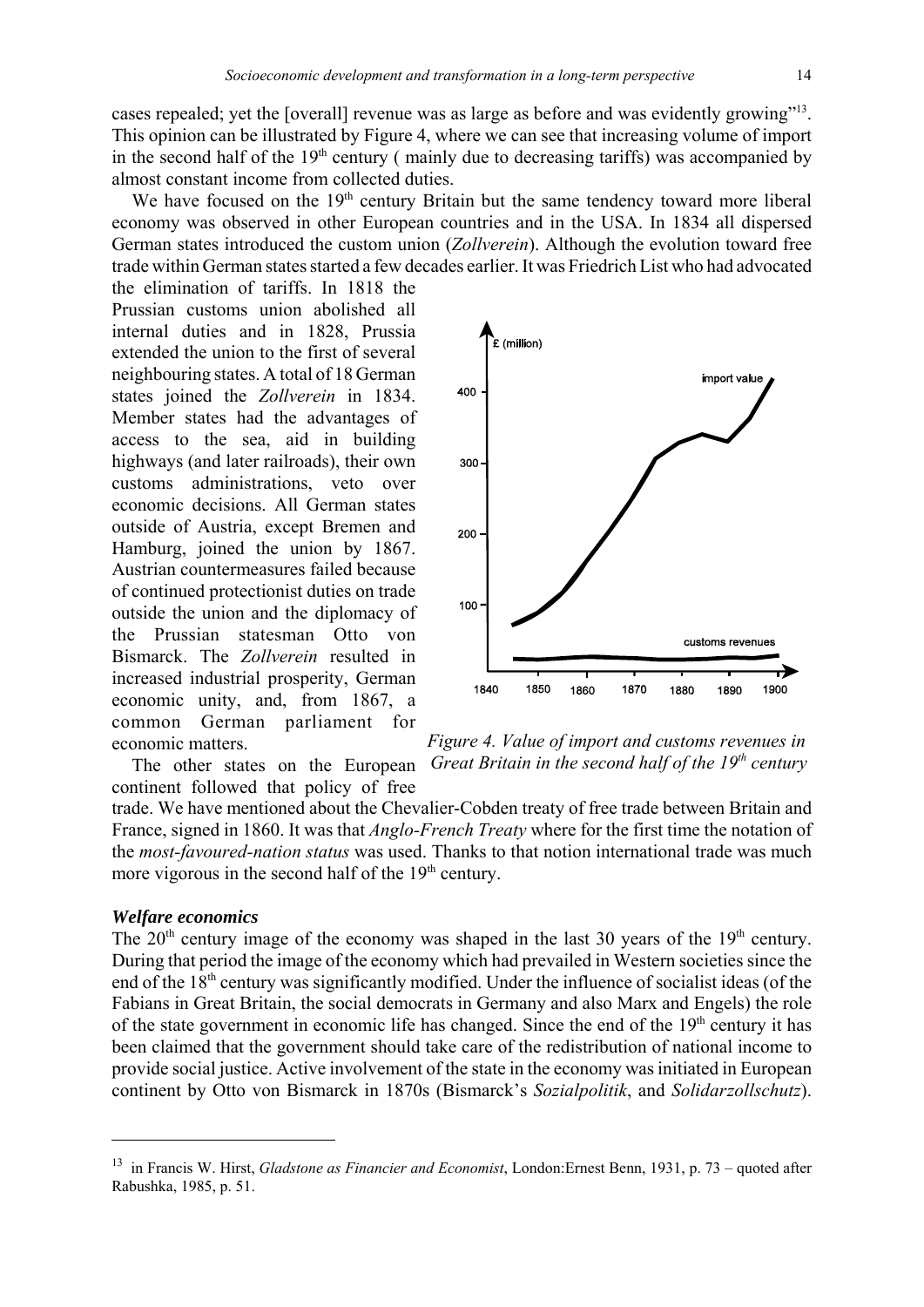cases repealed; yet the [overall] revenue was as large as before and was evidently growing"[13]. This opinion can be illustrated by Figure 4, where we can see that increasing volume of import in the second half of the 19th century ( mainly due to decreasing tariffs) was accompanied by almost constant income from collected duties.

We have focused on the 19th century Britain but the same tendency toward more liberal economy was observed in other European countries and in the USA. In 1834 all dispersed German states introduced the custom union (*Zollverein*). Although the evolution toward free trade within German states started a few decades earlier. It was Friedrich List who had advocated the elimination of tariffs. In 1818 the Prussian customs union abolished all internal duties and in 1828, Prussia extended the union to the first of several neighbouring states. A total of 18 German states joined the *Zollverein* in 1834. Member states had the advantages of access to the sea, aid in building highways (and later railroads), their own customs administrations, veto over economic decisions. All German states outside of Austria, except Bremen and Hamburg, joined the union by 1867. Austrian countermeasures failed because of continued protectionist duties on trade outside the union and the diplomacy of the Prussian statesman Otto von Bismarck. The *Zollverein* resulted in increased industrial prosperity, German economic unity, and, from 1867, a common German parliament for economic matters.

*Figure 4. Value of import and customs revenues in Great Britain in the second half of the 19th century*

The other states on the European continent followed that policy of free trade. We have mentioned about the Chevalier-Cobden treaty of free trade between Britain and France, signed in 1860. It was that *Anglo-French Treaty* where for the first time the notation of the *most-favoured-nation status* was used. Thanks to that notion international trade was much more vigorous in the second half of the 19th century.

### *Welfare economics*

The 20th century image of the economy was shaped in the last 30 years of the 19th century. During that period the image of the economy which had prevailed in Western societies since the end of the 18th century was significantly modified. Under the influence of socialist ideas (of the Fabians in Great Britain, the social democrats in Germany and also Marx and Engels) the role of the state government in economic life has changed. Since the end of the 19th century it has been claimed that the government should take care of the redistribution of national income to provide social justice. Active involvement of the state in the economy was initiated in European continent by Otto von Bismarck in 1870s (Bismarck's *Sozialpolitik*, and *Solidarzollschutz*).

---

[13] in Francis W. Hirst, *Gladstone as Financier and Economist*, London:Ernest Benn, 1931, p. 73 – quoted after Rabushka, 1985, p. 51.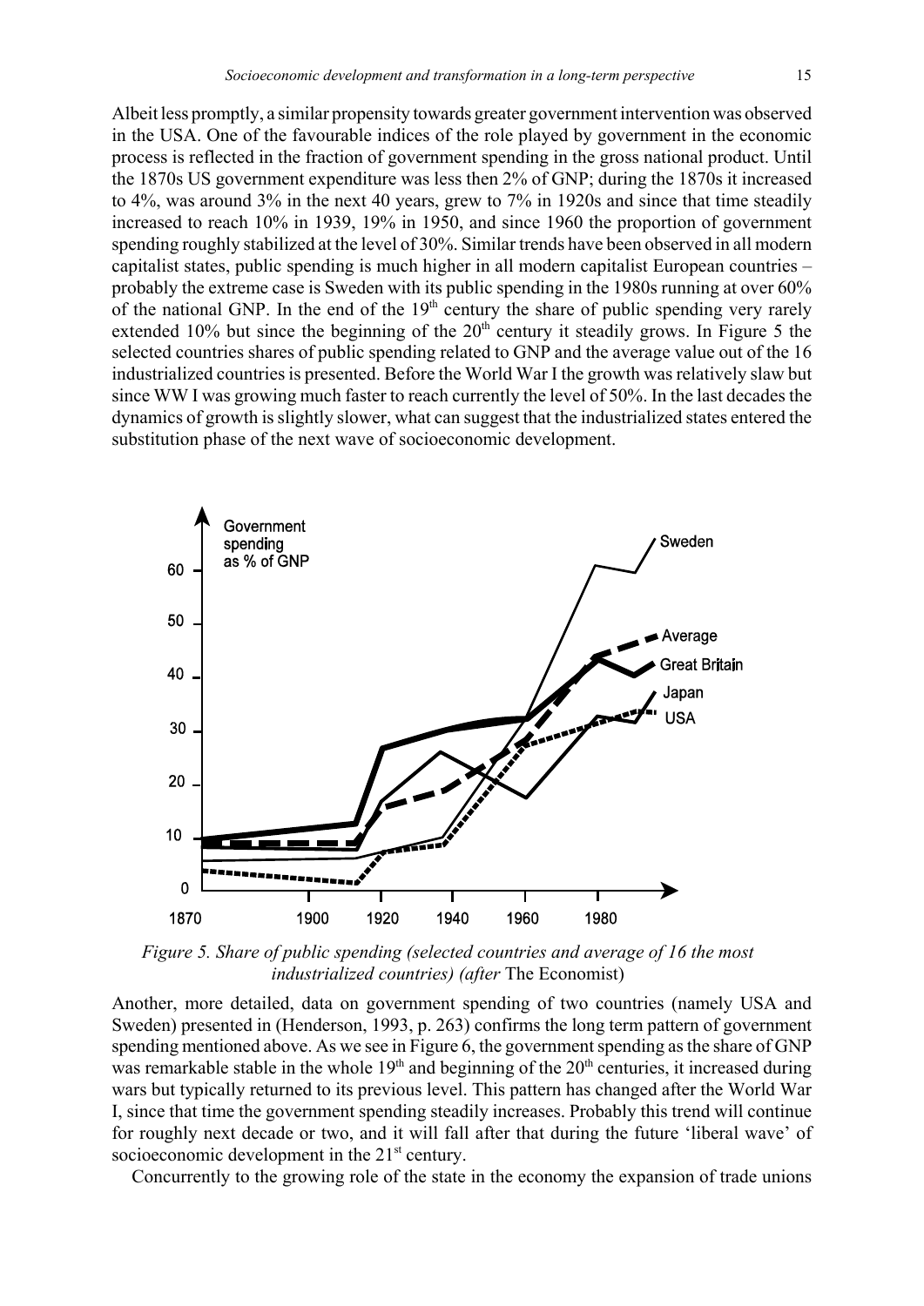Albeit less promptly, a similar propensity towards greater government intervention was observed in the USA. One of the favourable indices of the role played by government in the economic process is reflected in the fraction of government spending in the gross national product. Until the 1870s US government expenditure was less then 2% of GNP; during the 1870s it increased to 4%, was around 3% in the next 40 years, grew to 7% in 1920s and since that time steadily increased to reach 10% in 1939, 19% in 1950, and since 1960 the proportion of government spending roughly stabilized at the level of 30%. Similar trends have been observed in all modern capitalist states, public spending is much higher in all modern capitalist European countries – probably the extreme case is Sweden with its public spending in the 1980s running at over 60% of the national GNP. In the end of the 19th century the share of public spending very rarely extended 10% but since the beginning of the 20th century it steadily grows. In Figure 5 the selected countries shares of public spending related to GNP and the average value out of the 16 industrialized countries is presented. Before the World War I the growth was relatively slaw but since WW I was growing much faster to reach currently the level of 50%. In the last decades the dynamics of growth is slightly slower, what can suggest that the industrialized states entered the substitution phase of the next wave of socioeconomic development.

*Figure 5. Share of public spending (selected countries and average of 16 the most industrialized countries) (after* The Economist)

Another, more detailed, data on government spending of two countries (namely USA and Sweden) presented in (Henderson, 1993, p. 263) confirms the long term pattern of government spending mentioned above. As we see in Figure 6, the government spending as the share of GNP was remarkable stable in the whole 19th and beginning of the 20th centuries, it increased during wars but typically returned to its previous level. This pattern has changed after the World War I, since that time the government spending steadily increases. Probably this trend will continue for roughly next decade or two, and it will fall after that during the future 'liberal wave' of socioeconomic development in the 21st century.

Concurrently to the growing role of the state in the economy the expansion of trade unions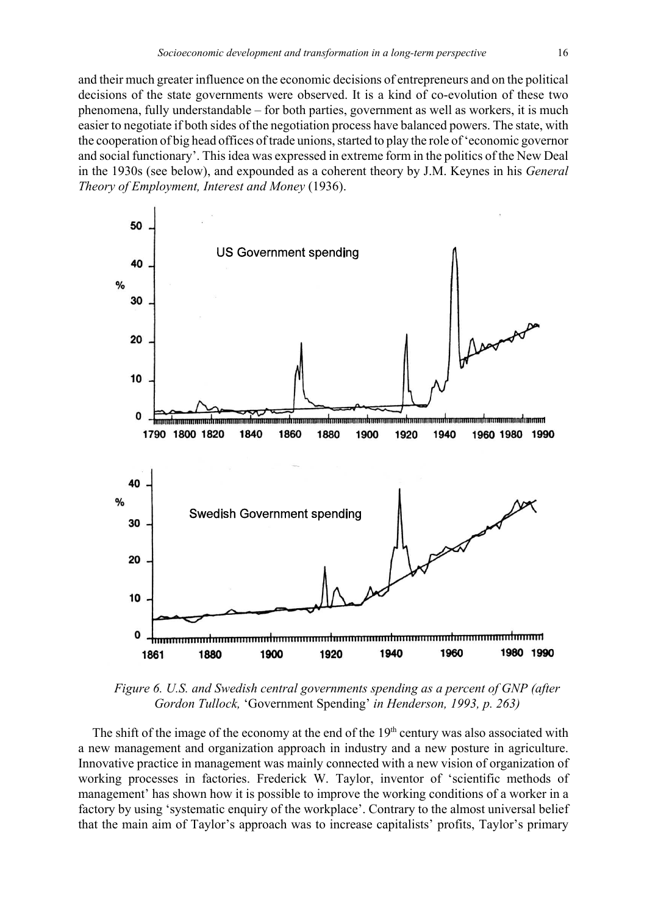and their much greater influence on the economic decisions of entrepreneurs and on the political decisions of the state governments were observed. It is a kind of co-evolution of these two phenomena, fully understandable – for both parties, government as well as workers, it is much easier to negotiate if both sides of the negotiation process have balanced powers. The state, with the cooperation of big head offices of trade unions, started to play the role of 'economic governor and social functionary'. This idea was expressed in extreme form in the politics of the New Deal in the 1930s (see below), and expounded as a coherent theory by J.M. Keynes in his *General Theory of Employment, Interest and Money* (1936).

*Figure 6. U.S. and Swedish central governments spending as a percent of GNP (after Gordon Tullock,* 'Government Spending' *in Henderson, 1993, p. 263)*

The shift of the image of the economy at the end of the 19th century was also associated with a new management and organization approach in industry and a new posture in agriculture. Innovative practice in management was mainly connected with a new vision of organization of working processes in factories. Frederick W. Taylor, inventor of 'scientific methods of management' has shown how it is possible to improve the working conditions of a worker in a factory by using 'systematic enquiry of the workplace'. Contrary to the almost universal belief that the main aim of Taylor's approach was to increase capitalists' profits, Taylor's primary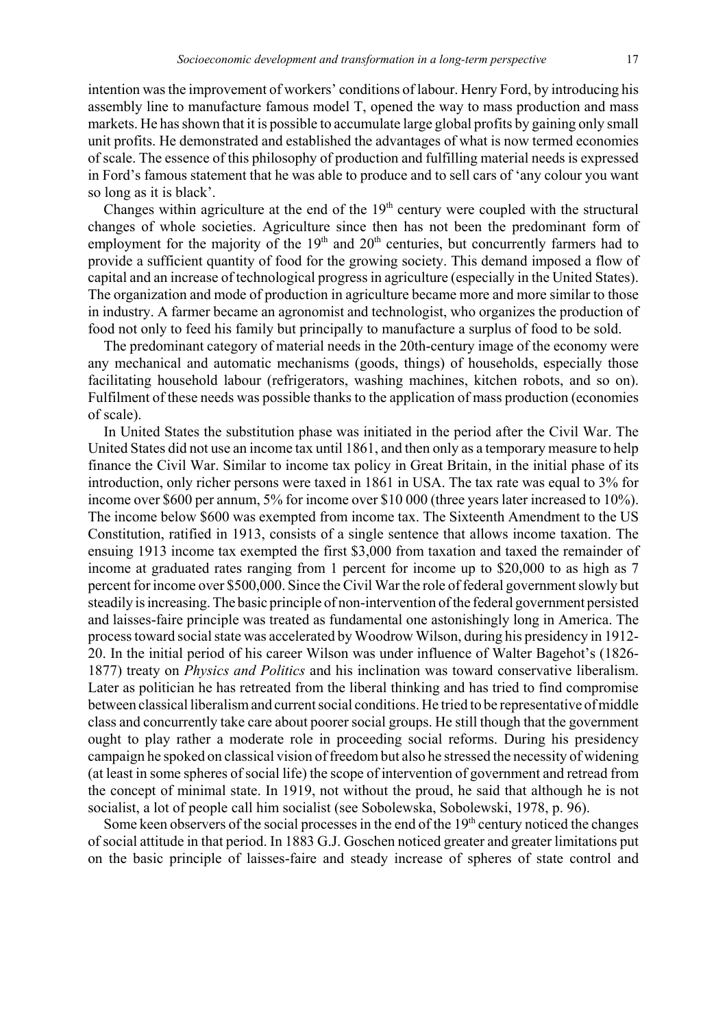intention was the improvement of workers' conditions of labour. Henry Ford, by introducing his assembly line to manufacture famous model T, opened the way to mass production and mass markets. He has shown that it is possible to accumulate large global profits by gaining only small unit profits. He demonstrated and established the advantages of what is now termed economies of scale. The essence of this philosophy of production and fulfilling material needs is expressed in Ford's famous statement that he was able to produce and to sell cars of 'any colour you want so long as it is black'.

Changes within agriculture at the end of the 19th century were coupled with the structural changes of whole societies. Agriculture since then has not been the predominant form of employment for the majority of the 19th and 20th centuries, but concurrently farmers had to provide a sufficient quantity of food for the growing society. This demand imposed a flow of capital and an increase of technological progress in agriculture (especially in the United States). The organization and mode of production in agriculture became more and more similar to those in industry. A farmer became an agronomist and technologist, who organizes the production of food not only to feed his family but principally to manufacture a surplus of food to be sold.

The predominant category of material needs in the 20th-century image of the economy were any mechanical and automatic mechanisms (goods, things) of households, especially those facilitating household labour (refrigerators, washing machines, kitchen robots, and so on). Fulfilment of these needs was possible thanks to the application of mass production (economies of scale).

In United States the substitution phase was initiated in the period after the Civil War. The United States did not use an income tax until 1861, and then only as a temporary measure to help finance the Civil War. Similar to income tax policy in Great Britain, in the initial phase of its introduction, only richer persons were taxed in 1861 in USA. The tax rate was equal to 3% for income over \$600 per annum, 5% for income over \$10 000 (three years later increased to 10%). The income below \$600 was exempted from income tax. The Sixteenth Amendment to the US Constitution, ratified in 1913, consists of a single sentence that allows income taxation. The ensuing 1913 income tax exempted the first \$3,000 from taxation and taxed the remainder of income at graduated rates ranging from 1 percent for income up to \$20,000 to as high as 7 percent for income over \$500,000. Since the Civil War the role of federal government slowly but steadily is increasing. The basic principle of non-intervention of the federal government persisted and laisses-faire principle was treated as fundamental one astonishingly long in America. The process toward social state was accelerated by Woodrow Wilson, during his presidency in 1912-20. In the initial period of his career Wilson was under influence of Walter Bagehot's (1826-1877) treaty on *Physics and Politics* and his inclination was toward conservative liberalism. Later as politician he has retreated from the liberal thinking and has tried to find compromise between classical liberalism and current social conditions. He tried to be representative of middle class and concurrently take care about poorer social groups. He still though that the government ought to play rather a moderate role in proceeding social reforms. During his presidency campaign he spoked on classical vision of freedom but also he stressed the necessity of widening (at least in some spheres of social life) the scope of intervention of government and retread from the concept of minimal state. In 1919, not without the proud, he said that although he is not socialist, a lot of people call him socialist (see Sobolewska, Sobolewski, 1978, p. 96).

Some keen observers of the social processes in the end of the 19th century noticed the changes of social attitude in that period. In 1883 G.J. Goschen noticed greater and greater limitations put on the basic principle of laisses-faire and steady increase of spheres of state control and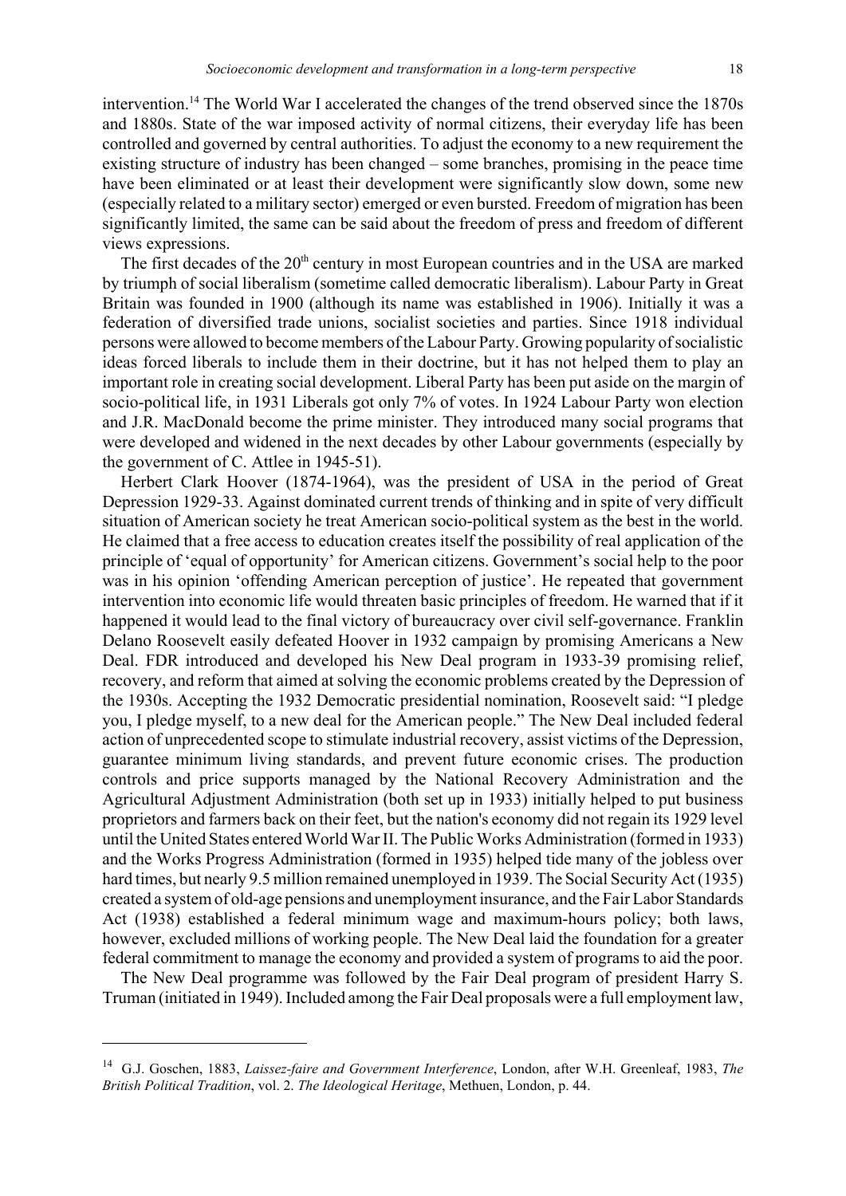intervention.[14] The World War I accelerated the changes of the trend observed since the 1870s and 1880s. State of the war imposed activity of normal citizens, their everyday life has been controlled and governed by central authorities. To adjust the economy to a new requirement the existing structure of industry has been changed – some branches, promising in the peace time have been eliminated or at least their development were significantly slow down, some new (especially related to a military sector) emerged or even bursted. Freedom of migration has been significantly limited, the same can be said about the freedom of press and freedom of different views expressions.

The first decades of the 20th century in most European countries and in the USA are marked by triumph of social liberalism (sometime called democratic liberalism). Labour Party in Great Britain was founded in 1900 (although its name was established in 1906). Initially it was a federation of diversified trade unions, socialist societies and parties. Since 1918 individual persons were allowed to become members of the Labour Party. Growing popularity of socialistic ideas forced liberals to include them in their doctrine, but it has not helped them to play an important role in creating social development. Liberal Party has been put aside on the margin of socio-political life, in 1931 Liberals got only 7% of votes. In 1924 Labour Party won election and J.R. MacDonald become the prime minister. They introduced many social programs that were developed and widened in the next decades by other Labour governments (especially by the government of C. Attlee in 1945-51).

Herbert Clark Hoover (1874-1964), was the president of USA in the period of Great Depression 1929-33. Against dominated current trends of thinking and in spite of very difficult situation of American society he treat American socio-political system as the best in the world. He claimed that a free access to education creates itself the possibility of real application of the principle of 'equal of opportunity' for American citizens. Government's social help to the poor was in his opinion 'offending American perception of justice'. He repeated that government intervention into economic life would threaten basic principles of freedom. He warned that if it happened it would lead to the final victory of bureaucracy over civil self-governance. Franklin Delano Roosevelt easily defeated Hoover in 1932 campaign by promising Americans a New Deal. FDR introduced and developed his New Deal program in 1933-39 promising relief, recovery, and reform that aimed at solving the economic problems created by the Depression of the 1930s. Accepting the 1932 Democratic presidential nomination, Roosevelt said: "I pledge you, I pledge myself, to a new deal for the American people." The New Deal included federal action of unprecedented scope to stimulate industrial recovery, assist victims of the Depression, guarantee minimum living standards, and prevent future economic crises. The production controls and price supports managed by the National Recovery Administration and the Agricultural Adjustment Administration (both set up in 1933) initially helped to put business proprietors and farmers back on their feet, but the nation's economy did not regain its 1929 level until the United States entered World War II. The Public Works Administration (formed in 1933) and the Works Progress Administration (formed in 1935) helped tide many of the jobless over hard times, but nearly 9.5 million remained unemployed in 1939. The Social Security Act (1935) created a system of old-age pensions and unemployment insurance, and the Fair Labor Standards Act (1938) established a federal minimum wage and maximum-hours policy; both laws, however, excluded millions of working people. The New Deal laid the foundation for a greater federal commitment to manage the economy and provided a system of programs to aid the poor.

The New Deal programme was followed by the Fair Deal program of president Harry S. Truman (initiated in 1949). Included among the Fair Deal proposals were a full employment law,

---

[14] G.J. Goschen, 1883, *Laissez-faire and Government Interference*, London, after W.H. Greenleaf, 1983, *The British Political Tradition*, vol. 2. *The Ideological Heritage*, Methuen, London, p. 44.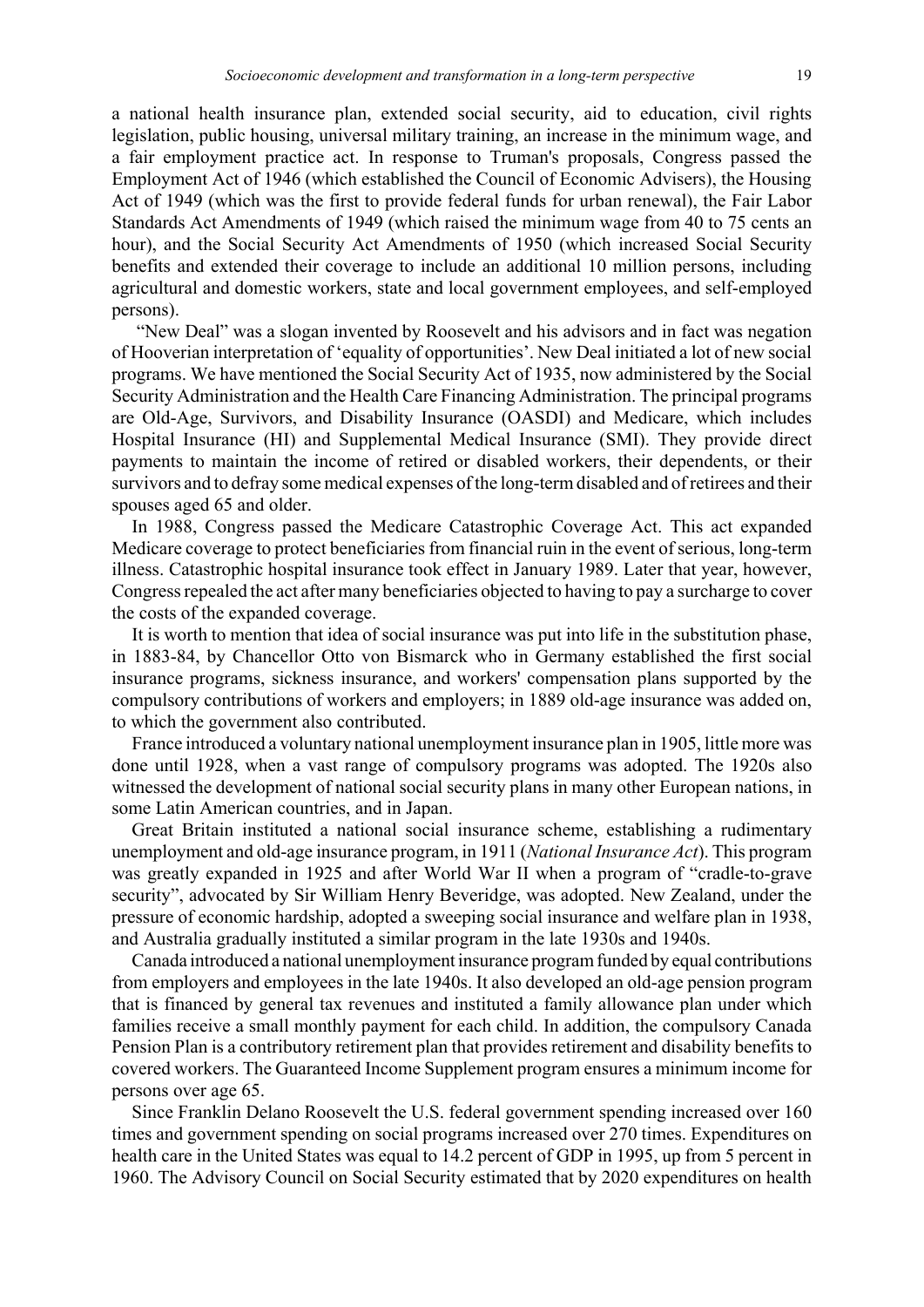a national health insurance plan, extended social security, aid to education, civil rights legislation, public housing, universal military training, an increase in the minimum wage, and a fair employment practice act. In response to Truman's proposals, Congress passed the Employment Act of 1946 (which established the Council of Economic Advisers), the Housing Act of 1949 (which was the first to provide federal funds for urban renewal), the Fair Labor Standards Act Amendments of 1949 (which raised the minimum wage from 40 to 75 cents an hour), and the Social Security Act Amendments of 1950 (which increased Social Security benefits and extended their coverage to include an additional 10 million persons, including agricultural and domestic workers, state and local government employees, and self-employed persons).

"New Deal" was a slogan invented by Roosevelt and his advisors and in fact was negation of Hooverian interpretation of 'equality of opportunities'. New Deal initiated a lot of new social programs. We have mentioned the Social Security Act of 1935, now administered by the Social Security Administration and the Health Care Financing Administration. The principal programs are Old-Age, Survivors, and Disability Insurance (OASDI) and Medicare, which includes Hospital Insurance (HI) and Supplemental Medical Insurance (SMI). They provide direct payments to maintain the income of retired or disabled workers, their dependents, or their survivors and to defray some medical expenses of the long-term disabled and of retirees and their spouses aged 65 and older.

In 1988, Congress passed the Medicare Catastrophic Coverage Act. This act expanded Medicare coverage to protect beneficiaries from financial ruin in the event of serious, long-term illness. Catastrophic hospital insurance took effect in January 1989. Later that year, however, Congress repealed the act after many beneficiaries objected to having to pay a surcharge to cover the costs of the expanded coverage.

It is worth to mention that idea of social insurance was put into life in the substitution phase, in 1883-84, by Chancellor Otto von Bismarck who in Germany established the first social insurance programs, sickness insurance, and workers' compensation plans supported by the compulsory contributions of workers and employers; in 1889 old-age insurance was added on, to which the government also contributed.

France introduced a voluntary national unemployment insurance plan in 1905, little more was done until 1928, when a vast range of compulsory programs was adopted. The 1920s also witnessed the development of national social security plans in many other European nations, in some Latin American countries, and in Japan.

Great Britain instituted a national social insurance scheme, establishing a rudimentary unemployment and old-age insurance program, in 1911 (*National Insurance Act*). This program was greatly expanded in 1925 and after World War II when a program of "cradle-to-grave security", advocated by Sir William Henry Beveridge, was adopted. New Zealand, under the pressure of economic hardship, adopted a sweeping social insurance and welfare plan in 1938, and Australia gradually instituted a similar program in the late 1930s and 1940s.

Canada introduced a national unemployment insurance program funded by equal contributions from employers and employees in the late 1940s. It also developed an old-age pension program that is financed by general tax revenues and instituted a family allowance plan under which families receive a small monthly payment for each child. In addition, the compulsory Canada Pension Plan is a contributory retirement plan that provides retirement and disability benefits to covered workers. The Guaranteed Income Supplement program ensures a minimum income for persons over age 65.

Since Franklin Delano Roosevelt the U.S. federal government spending increased over 160 times and government spending on social programs increased over 270 times. Expenditures on health care in the United States was equal to 14.2 percent of GDP in 1995, up from 5 percent in 1960. The Advisory Council on Social Security estimated that by 2020 expenditures on health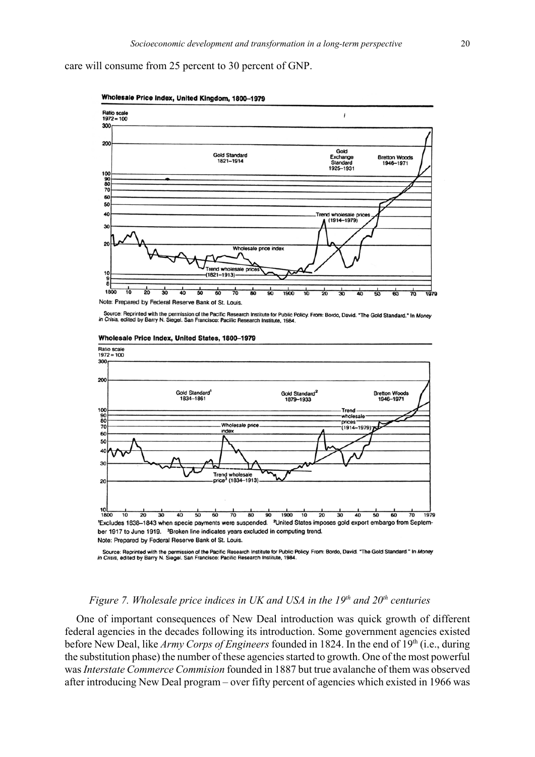care will consume from 25 percent to 30 percent of GNP.

**Wholesale Price Index, United Kingdom, 1800–1979**

Ratio scale 1972 = 100

Gold Standard 1821–1914; Gold Exchange Standard 1925–1931; Bretton Woods 1946–1971

Wholesale price index; Trend wholesale prices (1821–1913); Trend wholesale prices (1914–1979)

Note: Prepared by Federal Reserve Bank of St. Louis.

Source: Reprinted with the permission of the Pacific Research Institute for Public Policy. From: Bordo, David. "The Gold Standard." In *Money in Crisis*, edited by Barry N. Siegel. San Francisco: Pacific Research Institute, 1984.

**Wholesale Price Index, United States, 1800–1979**

Ratio scale 1972 = 100

Gold Standard[1] 1834–1861; Gold Standard[2] 1879–1933; Bretton Woods 1946–1971

Wholesale price index; Trend wholesale price[3] (1834–1913); Trend wholesale prices (1914–1979)

[1]Excludes 1838–1843 when specie payments were suspended. [2]United States imposes gold export embargo from September 1917 to June 1919. [3]Broken line indicates years excluded in computing trend.

Note: Prepared by Federal Reserve Bank of St. Louis.

Source: Reprinted with the permission of the Pacific Research Institute for Public Policy. From: Bordo, David. "The Gold Standard." In *Money in Crisis*, edited by Barry N. Siegel. San Francisco: Pacific Research Institute, 1984.

*Figure 7. Wholesale price indices in UK and USA in the 19th and 20th centuries*

One of important consequences of New Deal introduction was quick growth of different federal agencies in the decades following its introduction. Some government agencies existed before New Deal, like *Army Corps of Engineers* founded in 1824. In the end of 19th (i.e., during the substitution phase) the number of these agencies started to growth. One of the most powerful was *Interstate Commerce Commision* founded in 1887 but true avalanche of them was observed after introducing New Deal program – over fifty percent of agencies which existed in 1966 was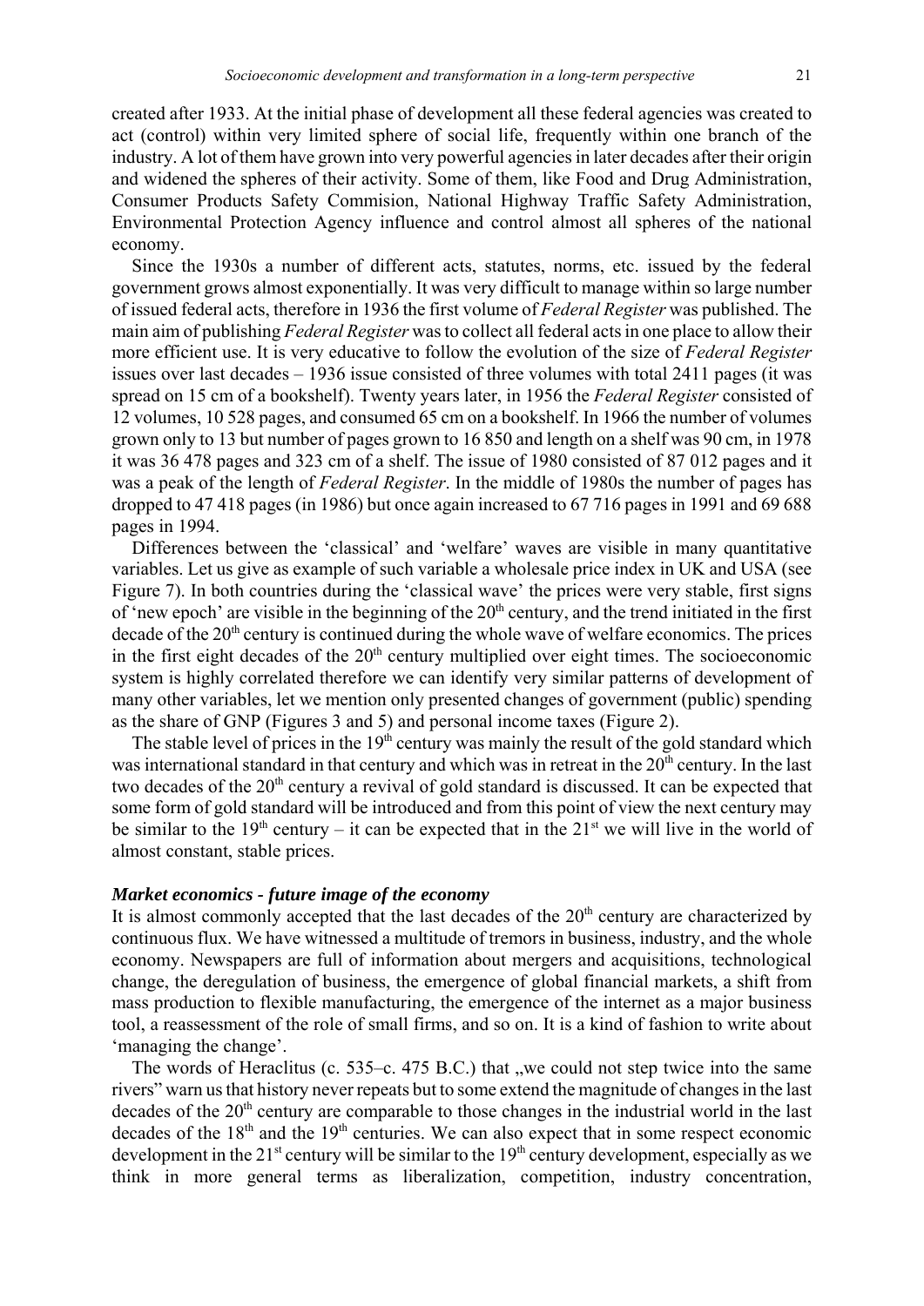created after 1933. At the initial phase of development all these federal agencies was created to act (control) within very limited sphere of social life, frequently within one branch of the industry. A lot of them have grown into very powerful agencies in later decades after their origin and widened the spheres of their activity. Some of them, like Food and Drug Administration, Consumer Products Safety Commision, National Highway Traffic Safety Administration, Environmental Protection Agency influence and control almost all spheres of the national economy.

Since the 1930s a number of different acts, statutes, norms, etc. issued by the federal government grows almost exponentially. It was very difficult to manage within so large number of issued federal acts, therefore in 1936 the first volume of *Federal Register* was published. The main aim of publishing *Federal Register* was to collect all federal acts in one place to allow their more efficient use. It is very educative to follow the evolution of the size of *Federal Register* issues over last decades – 1936 issue consisted of three volumes with total 2411 pages (it was spread on 15 cm of a bookshelf). Twenty years later, in 1956 the *Federal Register* consisted of 12 volumes, 10 528 pages, and consumed 65 cm on a bookshelf. In 1966 the number of volumes grown only to 13 but number of pages grown to 16 850 and length on a shelf was 90 cm, in 1978 it was 36 478 pages and 323 cm of a shelf. The issue of 1980 consisted of 87 012 pages and it was a peak of the length of *Federal Register*. In the middle of 1980s the number of pages has dropped to 47 418 pages (in 1986) but once again increased to 67 716 pages in 1991 and 69 688 pages in 1994.

Differences between the 'classical' and 'welfare' waves are visible in many quantitative variables. Let us give as example of such variable a wholesale price index in UK and USA (see Figure 7). In both countries during the 'classical wave' the prices were very stable, first signs of 'new epoch' are visible in the beginning of the 20th century, and the trend initiated in the first decade of the 20th century is continued during the whole wave of welfare economics. The prices in the first eight decades of the 20th century multiplied over eight times. The socioeconomic system is highly correlated therefore we can identify very similar patterns of development of many other variables, let we mention only presented changes of government (public) spending as the share of GNP (Figures 3 and 5) and personal income taxes (Figure 2).

The stable level of prices in the 19th century was mainly the result of the gold standard which was international standard in that century and which was in retreat in the 20th century. In the last two decades of the 20th century a revival of gold standard is discussed. It can be expected that some form of gold standard will be introduced and from this point of view the next century may be similar to the 19th century – it can be expected that in the 21st we will live in the world of almost constant, stable prices.

### *Market economics - future image of the economy*

It is almost commonly accepted that the last decades of the 20th century are characterized by continuous flux. We have witnessed a multitude of tremors in business, industry, and the whole economy. Newspapers are full of information about mergers and acquisitions, technological change, the deregulation of business, the emergence of global financial markets, a shift from mass production to flexible manufacturing, the emergence of the internet as a major business tool, a reassessment of the role of small firms, and so on. It is a kind of fashion to write about 'managing the change'.

The words of Heraclitus (c. 535–c. 475 B.C.) that „we could not step twice into the same rivers" warn us that history never repeats but to some extend the magnitude of changes in the last decades of the 20th century are comparable to those changes in the industrial world in the last decades of the 18th and the 19th centuries. We can also expect that in some respect economic development in the 21st century will be similar to the 19th century development, especially as we think in more general terms as liberalization, competition, industry concentration,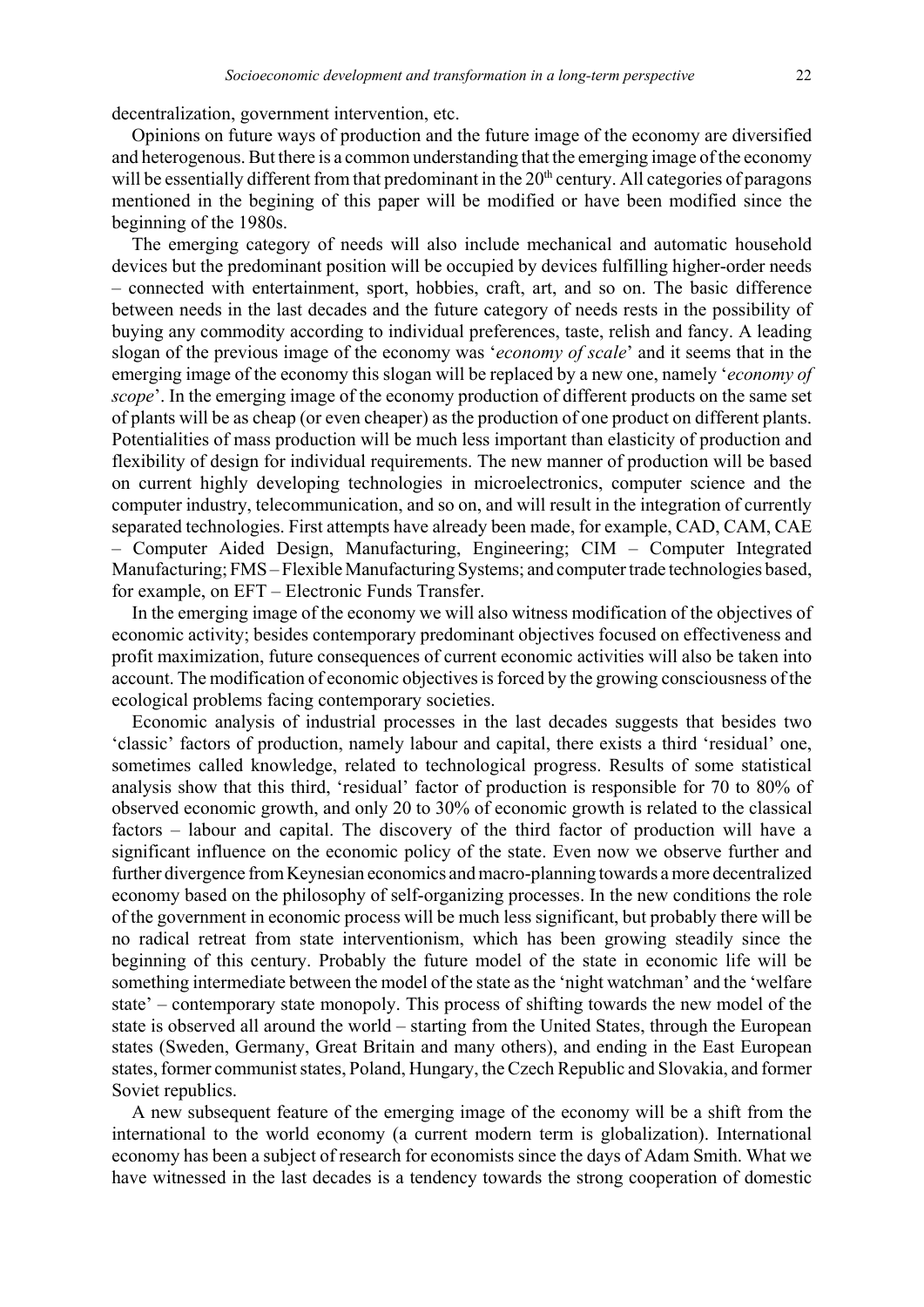decentralization, government intervention, etc.

Opinions on future ways of production and the future image of the economy are diversified and heterogenous. But there is a common understanding that the emerging image of the economy will be essentially different from that predominant in the 20th century. All categories of paragons mentioned in the begining of this paper will be modified or have been modified since the beginning of the 1980s.

The emerging category of needs will also include mechanical and automatic household devices but the predominant position will be occupied by devices fulfilling higher-order needs – connected with entertainment, sport, hobbies, craft, art, and so on. The basic difference between needs in the last decades and the future category of needs rests in the possibility of buying any commodity according to individual preferences, taste, relish and fancy. A leading slogan of the previous image of the economy was '*economy of scale*' and it seems that in the emerging image of the economy this slogan will be replaced by a new one, namely '*economy of scope*'. In the emerging image of the economy production of different products on the same set of plants will be as cheap (or even cheaper) as the production of one product on different plants. Potentialities of mass production will be much less important than elasticity of production and flexibility of design for individual requirements. The new manner of production will be based on current highly developing technologies in microelectronics, computer science and the computer industry, telecommunication, and so on, and will result in the integration of currently separated technologies. First attempts have already been made, for example, CAD, CAM, CAE – Computer Aided Design, Manufacturing, Engineering; CIM – Computer Integrated Manufacturing; FMS – Flexible Manufacturing Systems; and computer trade technologies based, for example, on EFT – Electronic Funds Transfer.

In the emerging image of the economy we will also witness modification of the objectives of economic activity; besides contemporary predominant objectives focused on effectiveness and profit maximization, future consequences of current economic activities will also be taken into account. The modification of economic objectives is forced by the growing consciousness of the ecological problems facing contemporary societies.

Economic analysis of industrial processes in the last decades suggests that besides two 'classic' factors of production, namely labour and capital, there exists a third 'residual' one, sometimes called knowledge, related to technological progress. Results of some statistical analysis show that this third, 'residual' factor of production is responsible for 70 to 80% of observed economic growth, and only 20 to 30% of economic growth is related to the classical factors – labour and capital. The discovery of the third factor of production will have a significant influence on the economic policy of the state. Even now we observe further and further divergence from Keynesian economics and macro-planning towards a more decentralized economy based on the philosophy of self-organizing processes. In the new conditions the role of the government in economic process will be much less significant, but probably there will be no radical retreat from state interventionism, which has been growing steadily since the beginning of this century. Probably the future model of the state in economic life will be something intermediate between the model of the state as the 'night watchman' and the 'welfare state' – contemporary state monopoly. This process of shifting towards the new model of the state is observed all around the world – starting from the United States, through the European states (Sweden, Germany, Great Britain and many others), and ending in the East European states, former communist states, Poland, Hungary, the Czech Republic and Slovakia, and former Soviet republics.

A new subsequent feature of the emerging image of the economy will be a shift from the international to the world economy (a current modern term is globalization). International economy has been a subject of research for economists since the days of Adam Smith. What we have witnessed in the last decades is a tendency towards the strong cooperation of domestic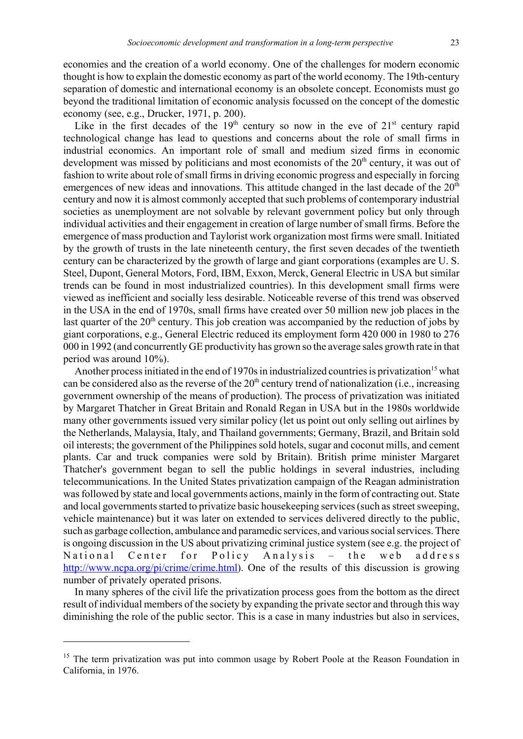economies and the creation of a world economy. One of the challenges for modern economic thought is how to explain the domestic economy as part of the world economy. The 19th-century separation of domestic and international economy is an obsolete concept. Economists must go beyond the traditional limitation of economic analysis focussed on the concept of the domestic economy (see, e.g., Drucker, 1971, p. 200).

Like in the first decades of the 19th century so now in the eve of 21st century rapid technological change has lead to questions and concerns about the role of small firms in industrial economics. An important role of small and medium sized firms in economic development was missed by politicians and most economists of the 20th century, it was out of fashion to write about role of small firms in driving economic progress and especially in forcing emergences of new ideas and innovations. This attitude changed in the last decade of the 20th century and now it is almost commonly accepted that such problems of contemporary industrial societies as unemployment are not solvable by relevant government policy but only through individual activities and their engagement in creation of large number of small firms. Before the emergence of mass production and Taylorist work organization most firms were small. Initiated by the growth of trusts in the late nineteenth century, the first seven decades of the twentieth century can be characterized by the growth of large and giant corporations (examples are U. S. Steel, Dupont, General Motors, Ford, IBM, Exxon, Merck, General Electric in USA but similar trends can be found in most industrialized countries). In this development small firms were viewed as inefficient and socially less desirable. Noticeable reverse of this trend was observed in the USA in the end of 1970s, small firms have created over 50 million new job places in the last quarter of the 20th century. This job creation was accompanied by the reduction of jobs by giant corporations, e.g., General Electric reduced its employment form 420 000 in 1980 to 276 000 in 1992 (and concurrently GE productivity has grown so the average sales growth rate in that period was around 10%).

Another process initiated in the end of 1970s in industrialized countries is privatization[15] what can be considered also as the reverse of the 20th century trend of nationalization (i.e., increasing government ownership of the means of production). The process of privatization was initiated by Margaret Thatcher in Great Britain and Ronald Regan in USA but in the 1980s worldwide many other governments issued very similar policy (let us point out only selling out airlines by the Netherlands, Malaysia, Italy, and Thailand governments; Germany, Brazil, and Britain sold oil interests; the government of the Philippines sold hotels, sugar and coconut mills, and cement plants. Car and truck companies were sold by Britain). British prime minister Margaret Thatcher's government began to sell the public holdings in several industries, including telecommunications. In the United States privatization campaign of the Reagan administration was followed by state and local governments actions, mainly in the form of contracting out. State and local governments started to privatize basic housekeeping services (such as street sweeping, vehicle maintenance) but it was later on extended to services delivered directly to the public, such as garbage collection, ambulance and paramedic services, and various social services. There is ongoing discussion in the US about privatizing criminal justice system (see e.g. the project of National Center for Policy Analysis – the web address http://www.ncpa.org/pi/crime/crime.html). One of the results of this discussion is growing number of privately operated prisons.

In many spheres of the civil life the privatization process goes from the bottom as the direct result of individual members of the society by expanding the private sector and through this way diminishing the role of the public sector. This is a case in many industries but also in services,

---

[15] The term privatization was put into common usage by Robert Poole at the Reason Foundation in California, in 1976.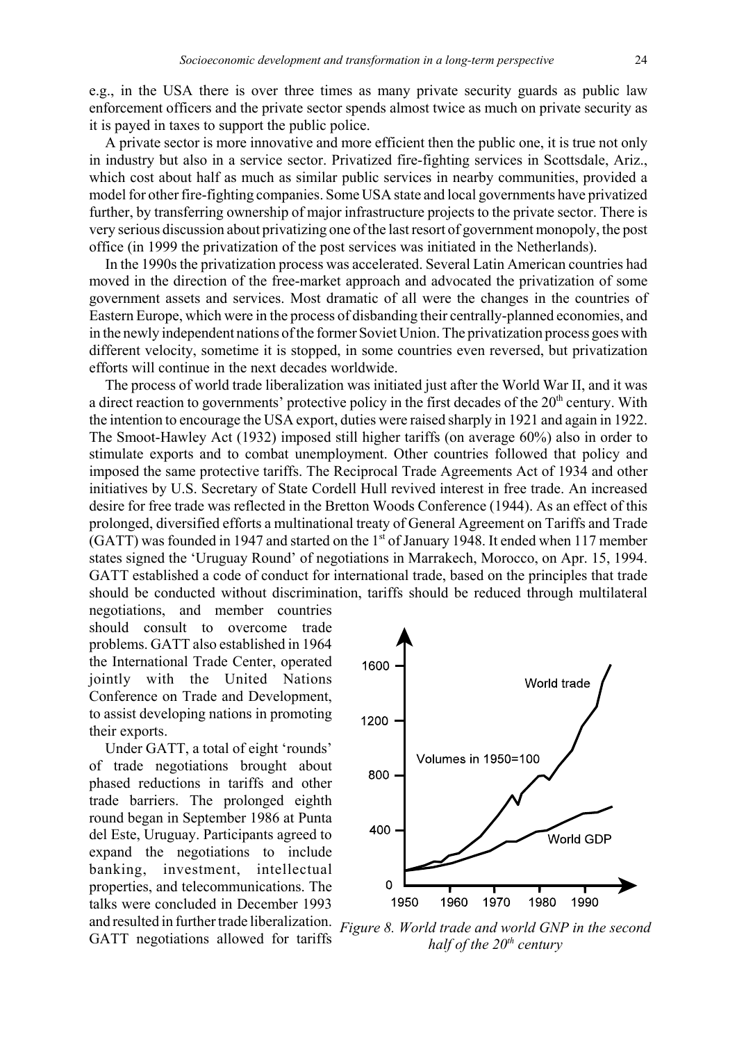e.g., in the USA there is over three times as many private security guards as public law enforcement officers and the private sector spends almost twice as much on private security as it is payed in taxes to support the public police.

A private sector is more innovative and more efficient then the public one, it is true not only in industry but also in a service sector. Privatized fire-fighting services in Scottsdale, Ariz., which cost about half as much as similar public services in nearby communities, provided a model for other fire-fighting companies. Some USA state and local governments have privatized further, by transferring ownership of major infrastructure projects to the private sector. There is very serious discussion about privatizing one of the last resort of government monopoly, the post office (in 1999 the privatization of the post services was initiated in the Netherlands).

In the 1990s the privatization process was accelerated. Several Latin American countries had moved in the direction of the free-market approach and advocated the privatization of some government assets and services. Most dramatic of all were the changes in the countries of Eastern Europe, which were in the process of disbanding their centrally-planned economies, and in the newly independent nations of the former Soviet Union. The privatization process goes with different velocity, sometime it is stopped, in some countries even reversed, but privatization efforts will continue in the next decades worldwide.

The process of world trade liberalization was initiated just after the World War II, and it was a direct reaction to governments' protective policy in the first decades of the 20th century. With the intention to encourage the USA export, duties were raised sharply in 1921 and again in 1922. The Smoot-Hawley Act (1932) imposed still higher tariffs (on average 60%) also in order to stimulate exports and to combat unemployment. Other countries followed that policy and imposed the same protective tariffs. The Reciprocal Trade Agreements Act of 1934 and other initiatives by U.S. Secretary of State Cordell Hull revived interest in free trade. An increased desire for free trade was reflected in the Bretton Woods Conference (1944). As an effect of this prolonged, diversified efforts a multinational treaty of General Agreement on Tariffs and Trade (GATT) was founded in 1947 and started on the 1st of January 1948. It ended when 117 member states signed the 'Uruguay Round' of negotiations in Marrakech, Morocco, on Apr. 15, 1994. GATT established a code of conduct for international trade, based on the principles that trade should be conducted without discrimination, tariffs should be reduced through multilateral negotiations, and member countries should consult to overcome trade problems. GATT also established in 1964 the International Trade Center, operated jointly with the United Nations Conference on Trade and Development, to assist developing nations in promoting their exports.

Under GATT, a total of eight 'rounds' of trade negotiations brought about phased reductions in tariffs and other trade barriers. The prolonged eighth round began in September 1986 at Punta del Este, Uruguay. Participants agreed to expand the negotiations to include banking, investment, intellectual properties, and telecommunications. The talks were concluded in December 1993 and resulted in further trade liberalization. GATT negotiations allowed for tariffs

*Figure 8. World trade and world GNP in the second half of the 20th century*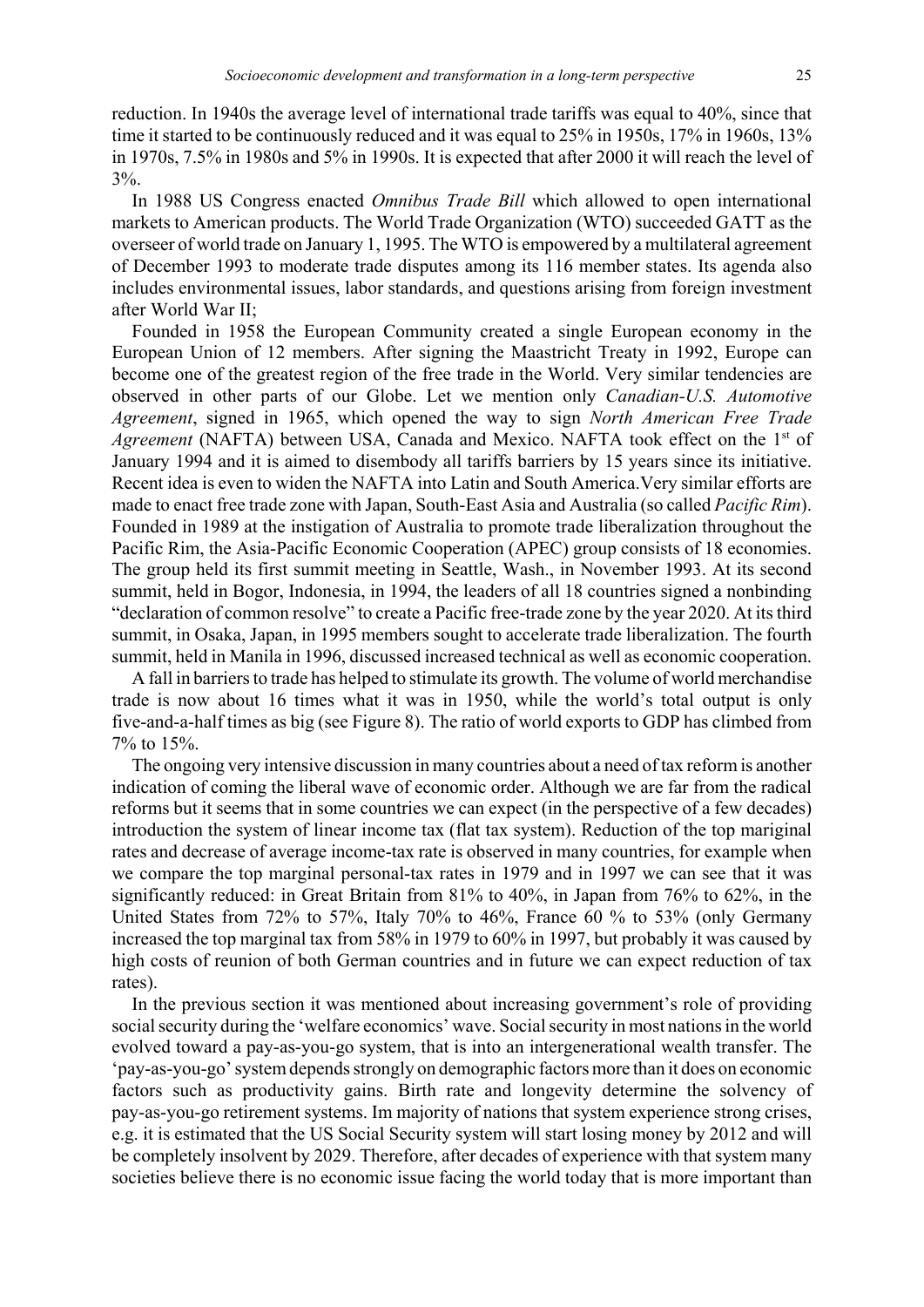reduction. In 1940s the average level of international trade tariffs was equal to 40%, since that time it started to be continuously reduced and it was equal to 25% in 1950s, 17% in 1960s, 13% in 1970s, 7.5% in 1980s and 5% in 1990s. It is expected that after 2000 it will reach the level of 3%.

In 1988 US Congress enacted *Omnibus Trade Bill* which allowed to open international markets to American products. The World Trade Organization (WTO) succeeded GATT as the overseer of world trade on January 1, 1995. The WTO is empowered by a multilateral agreement of December 1993 to moderate trade disputes among its 116 member states. Its agenda also includes environmental issues, labor standards, and questions arising from foreign investment after World War II;

Founded in 1958 the European Community created a single European economy in the European Union of 12 members. After signing the Maastricht Treaty in 1992, Europe can become one of the greatest region of the free trade in the World. Very similar tendencies are observed in other parts of our Globe. Let we mention only *Canadian-U.S. Automotive Agreement*, signed in 1965, which opened the way to sign *North American Free Trade Agreement* (NAFTA) between USA, Canada and Mexico. NAFTA took effect on the 1st of January 1994 and it is aimed to disembody all tariffs barriers by 15 years since its initiative. Recent idea is even to widen the NAFTA into Latin and South America.Very similar efforts are made to enact free trade zone with Japan, South-East Asia and Australia (so called *Pacific Rim*). Founded in 1989 at the instigation of Australia to promote trade liberalization throughout the Pacific Rim, the Asia-Pacific Economic Cooperation (APEC) group consists of 18 economies. The group held its first summit meeting in Seattle, Wash., in November 1993. At its second summit, held in Bogor, Indonesia, in 1994, the leaders of all 18 countries signed a nonbinding "declaration of common resolve" to create a Pacific free-trade zone by the year 2020. At its third summit, in Osaka, Japan, in 1995 members sought to accelerate trade liberalization. The fourth summit, held in Manila in 1996, discussed increased technical as well as economic cooperation.

A fall in barriers to trade has helped to stimulate its growth. The volume of world merchandise trade is now about 16 times what it was in 1950, while the world's total output is only five-and-a-half times as big (see Figure 8). The ratio of world exports to GDP has climbed from 7% to 15%.

The ongoing very intensive discussion in many countries about a need of tax reform is another indication of coming the liberal wave of economic order. Although we are far from the radical reforms but it seems that in some countries we can expect (in the perspective of a few decades) introduction the system of linear income tax (flat tax system). Reduction of the top mariginal rates and decrease of average income-tax rate is observed in many countries, for example when we compare the top marginal personal-tax rates in 1979 and in 1997 we can see that it was significantly reduced: in Great Britain from 81% to 40%, in Japan from 76% to 62%, in the United States from 72% to 57%, Italy 70% to 46%, France 60 % to 53% (only Germany increased the top marginal tax from 58% in 1979 to 60% in 1997, but probably it was caused by high costs of reunion of both German countries and in future we can expect reduction of tax rates).

In the previous section it was mentioned about increasing government's role of providing social security during the 'welfare economics' wave. Social security in most nations in the world evolved toward a pay-as-you-go system, that is into an intergenerational wealth transfer. The 'pay-as-you-go' system depends strongly on demographic factors more than it does on economic factors such as productivity gains. Birth rate and longevity determine the solvency of pay-as-you-go retirement systems. Im majority of nations that system experience strong crises, e.g. it is estimated that the US Social Security system will start losing money by 2012 and will be completely insolvent by 2029. Therefore, after decades of experience with that system many societies believe there is no economic issue facing the world today that is more important than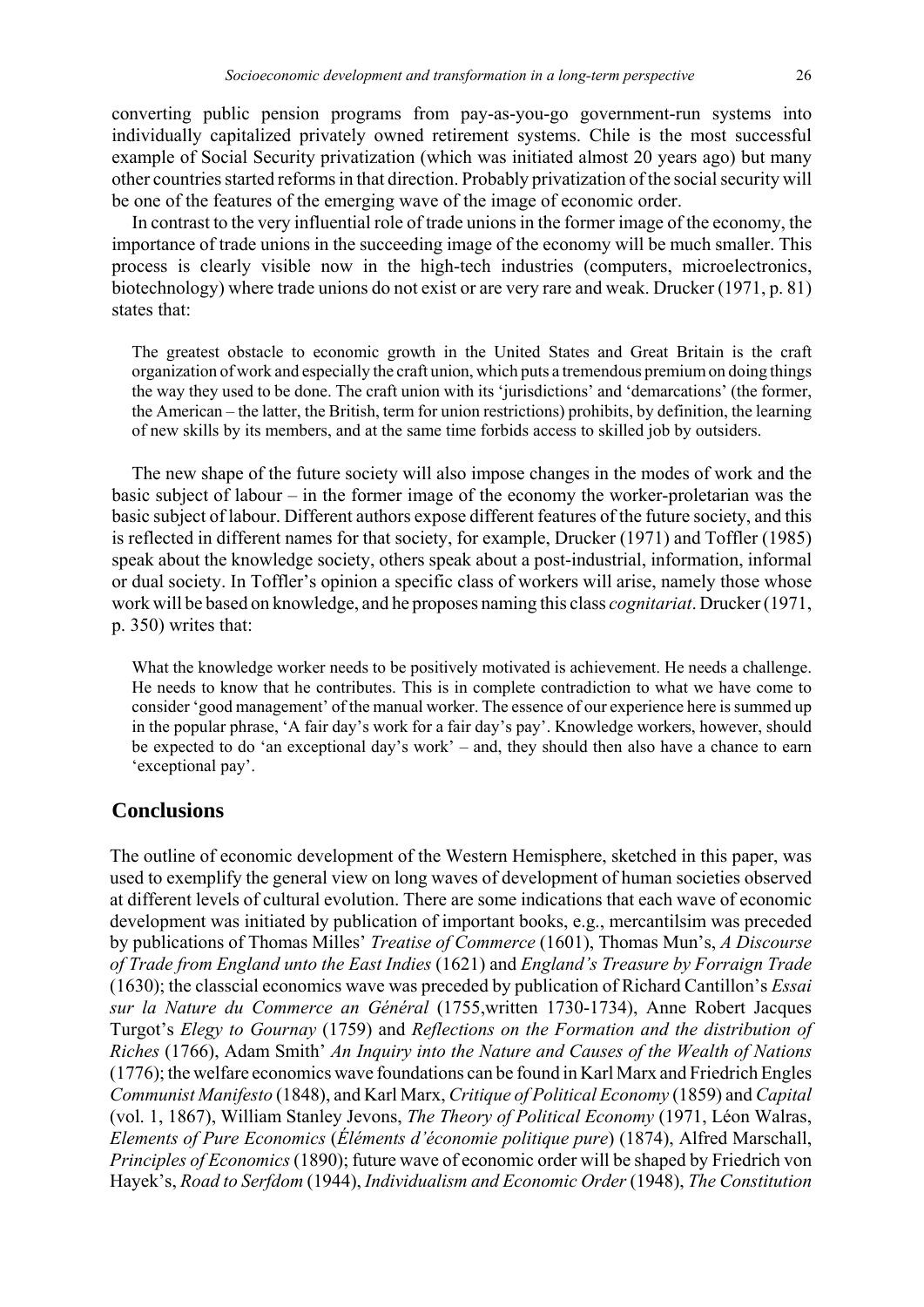converting public pension programs from pay-as-you-go government-run systems into individually capitalized privately owned retirement systems. Chile is the most successful example of Social Security privatization (which was initiated almost 20 years ago) but many other countries started reforms in that direction. Probably privatization of the social security will be one of the features of the emerging wave of the image of economic order.

In contrast to the very influential role of trade unions in the former image of the economy, the importance of trade unions in the succeeding image of the economy will be much smaller. This process is clearly visible now in the high-tech industries (computers, microelectronics, biotechnology) where trade unions do not exist or are very rare and weak. Drucker (1971, p. 81) states that:

> The greatest obstacle to economic growth in the United States and Great Britain is the craft organization of work and especially the craft union, which puts a tremendous premium on doing things the way they used to be done. The craft union with its 'jurisdictions' and 'demarcations' (the former, the American – the latter, the British, term for union restrictions) prohibits, by definition, the learning of new skills by its members, and at the same time forbids access to skilled job by outsiders.

The new shape of the future society will also impose changes in the modes of work and the basic subject of labour – in the former image of the economy the worker-proletarian was the basic subject of labour. Different authors expose different features of the future society, and this is reflected in different names for that society, for example, Drucker (1971) and Toffler (1985) speak about the knowledge society, others speak about a post-industrial, information, informal or dual society. In Toffler's opinion a specific class of workers will arise, namely those whose work will be based on knowledge, and he proposes naming this class *cognitariat*. Drucker (1971, p. 350) writes that:

> What the knowledge worker needs to be positively motivated is achievement. He needs a challenge. He needs to know that he contributes. This is in complete contradiction to what we have come to consider 'good management' of the manual worker. The essence of our experience here is summed up in the popular phrase, 'A fair day's work for a fair day's pay'. Knowledge workers, however, should be expected to do 'an exceptional day's work' – and, they should then also have a chance to earn 'exceptional pay'.

## Conclusions

The outline of economic development of the Western Hemisphere, sketched in this paper, was used to exemplify the general view on long waves of development of human societies observed at different levels of cultural evolution. There are some indications that each wave of economic development was initiated by publication of important books, e.g., mercantilsim was preceded by publications of Thomas Milles' *Treatise of Commerce* (1601), Thomas Mun's, *A Discourse of Trade from England unto the East Indies* (1621) and *England's Treasure by Forraign Trade* (1630); the classcial economics wave was preceded by publication of Richard Cantillon's *Essai sur la Nature du Commerce an Général* (1755,written 1730-1734), Anne Robert Jacques Turgot's *Elegy to Gournay* (1759) and *Reflections on the Formation and the distribution of Riches* (1766), Adam Smith' *An Inquiry into the Nature and Causes of the Wealth of Nations* (1776); the welfare economics wave foundations can be found in Karl Marx and Friedrich Engles *Communist Manifesto* (1848), and Karl Marx, *Critique of Political Economy* (1859) and *Capital* (vol. 1, 1867), William Stanley Jevons, *The Theory of Political Economy* (1971, Léon Walras, *Elements of Pure Economics* (*Éléments d'économie politique pure*) (1874), Alfred Marschall, *Principles of Economics* (1890); future wave of economic order will be shaped by Friedrich von Hayek's, *Road to Serfdom* (1944), *Individualism and Economic Order* (1948), *The Constitution*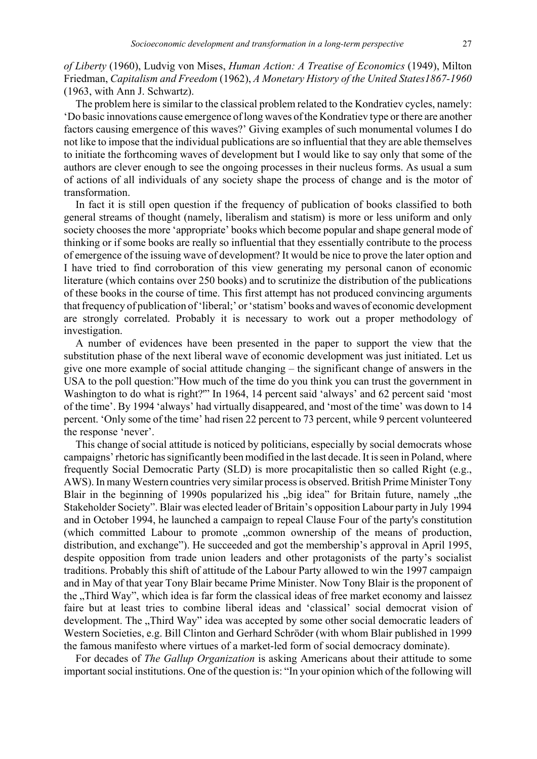*of Liberty* (1960), Ludvig von Mises, *Human Action: A Treatise of Economics* (1949), Milton Friedman, *Capitalism and Freedom* (1962), *A Monetary History of the United States1867-1960* (1963, with Ann J. Schwartz).

The problem here is similar to the classical problem related to the Kondratiev cycles, namely: 'Do basic innovations cause emergence of long waves of the Kondratiev type or there are another factors causing emergence of this waves?' Giving examples of such monumental volumes I do not like to impose that the individual publications are so influential that they are able themselves to initiate the forthcoming waves of development but I would like to say only that some of the authors are clever enough to see the ongoing processes in their nucleus forms. As usual a sum of actions of all individuals of any society shape the process of change and is the motor of transformation.

In fact it is still open question if the frequency of publication of books classified to both general streams of thought (namely, liberalism and statism) is more or less uniform and only society chooses the more 'appropriate' books which become popular and shape general mode of thinking or if some books are really so influential that they essentially contribute to the process of emergence of the issuing wave of development? It would be nice to prove the later option and I have tried to find corroboration of this view generating my personal canon of economic literature (which contains over 250 books) and to scrutinize the distribution of the publications of these books in the course of time. This first attempt has not produced convincing arguments that frequency of publication of 'liberal;' or 'statism' books and waves of economic development are strongly correlated. Probably it is necessary to work out a proper methodology of investigation.

A number of evidences have been presented in the paper to support the view that the substitution phase of the next liberal wave of economic development was just initiated. Let us give one more example of social attitude changing – the significant change of answers in the USA to the poll question:"How much of the time do you think you can trust the government in Washington to do what is right?'" In 1964, 14 percent said 'always' and 62 percent said 'most of the time'. By 1994 'always' had virtually disappeared, and 'most of the time' was down to 14 percent. 'Only some of the time' had risen 22 percent to 73 percent, while 9 percent volunteered the response 'never'.

This change of social attitude is noticed by politicians, especially by social democrats whose campaigns' rhetoric has significantly been modified in the last decade. It is seen in Poland, where frequently Social Democratic Party (SLD) is more procapitalistic then so called Right (e.g., AWS). In many Western countries very similar process is observed. British Prime Minister Tony Blair in the beginning of 1990s popularized his „big idea" for Britain future, namely „the Stakeholder Society". Blair was elected leader of Britain's opposition Labour party in July 1994 and in October 1994, he launched a campaign to repeal Clause Four of the party's constitution (which committed Labour to promote „common ownership of the means of production, distribution, and exchange"). He succeeded and got the membership's approval in April 1995, despite opposition from trade union leaders and other protagonists of the party's socialist traditions. Probably this shift of attitude of the Labour Party allowed to win the 1997 campaign and in May of that year Tony Blair became Prime Minister. Now Tony Blair is the proponent of the „Third Way", which idea is far form the classical ideas of free market economy and laissez faire but at least tries to combine liberal ideas and 'classical' social democrat vision of development. The „Third Way" idea was accepted by some other social democratic leaders of Western Societies, e.g. Bill Clinton and Gerhard Schröder (with whom Blair published in 1999 the famous manifesto where virtues of a market-led form of social democracy dominate).

For decades of *The Gallup Organization* is asking Americans about their attitude to some important social institutions. One of the question is: "In your opinion which of the following will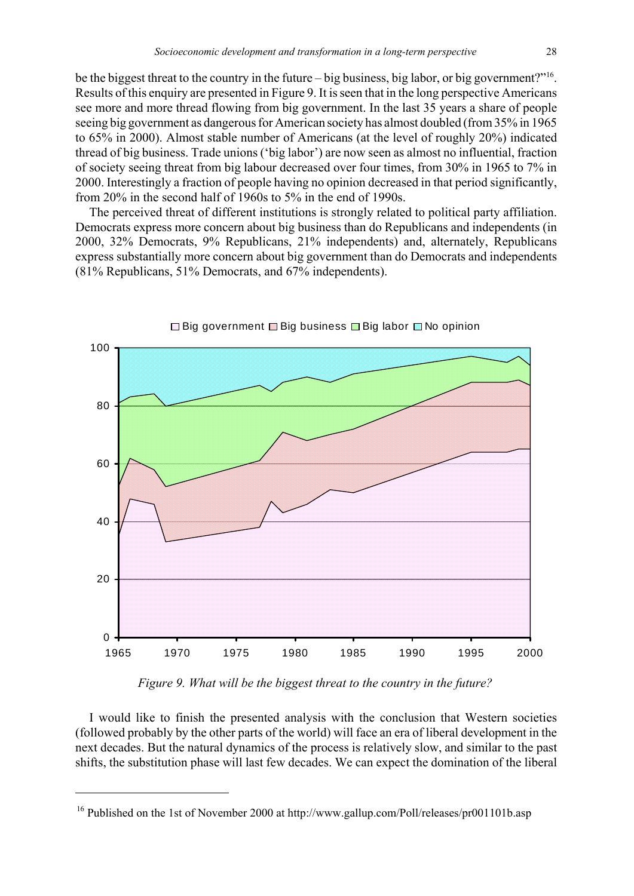be the biggest threat to the country in the future – big business, big labor, or big government?"[16]. Results of this enquiry are presented in Figure 9. It is seen that in the long perspective Americans see more and more thread flowing from big government. In the last 35 years a share of people seeing big government as dangerous for American society has almost doubled (from 35% in 1965 to 65% in 2000). Almost stable number of Americans (at the level of roughly 20%) indicated thread of big business. Trade unions ('big labor') are now seen as almost no influential, fraction of society seeing threat from big labour decreased over four times, from 30% in 1965 to 7% in 2000. Interestingly a fraction of people having no opinion decreased in that period significantly, from 20% in the second half of 1960s to 5% in the end of 1990s.

The perceived threat of different institutions is strongly related to political party affiliation. Democrats express more concern about big business than do Republicans and independents (in 2000, 32% Democrats, 9% Republicans, 21% independents) and, alternately, Republicans express substantially more concern about big government than do Democrats and independents (81% Republicans, 51% Democrats, and 67% independents).

*Figure 9. What will be the biggest threat to the country in the future?*

I would like to finish the presented analysis with the conclusion that Western societies (followed probably by the other parts of the world) will face an era of liberal development in the next decades. But the natural dynamics of the process is relatively slow, and similar to the past shifts, the substitution phase will last few decades. We can expect the domination of the liberal

[16] Published on the 1st of November 2000 at http://www.gallup.com/Poll/releases/pr001101b.asp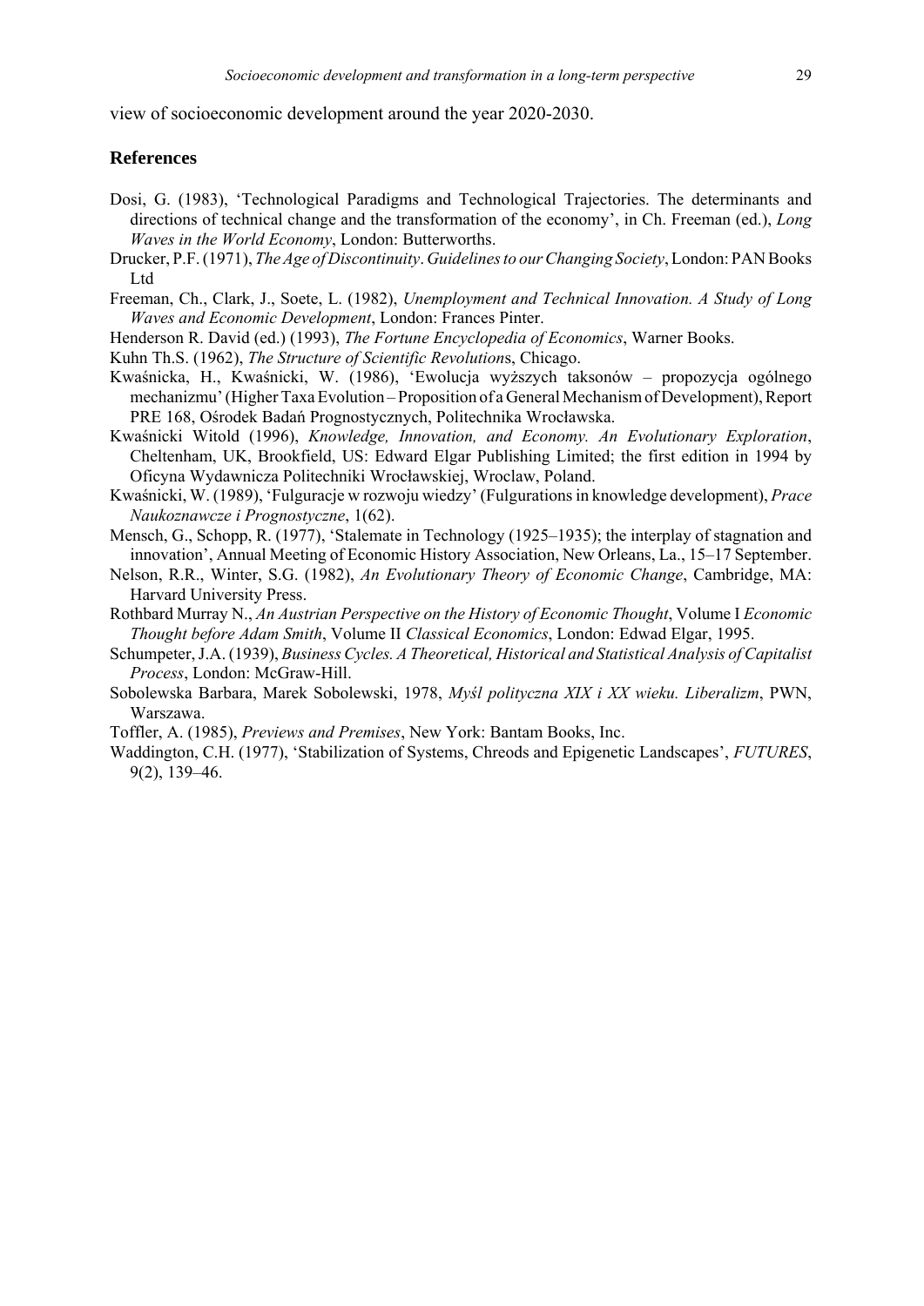view of socioeconomic development around the year 2020-2030.

## References

Dosi, G. (1983), 'Technological Paradigms and Technological Trajectories. The determinants and directions of technical change and the transformation of the economy', in Ch. Freeman (ed.), *Long Waves in the World Economy*, London: Butterworths.

Drucker, P.F. (1971), *The Age of Discontinuity*. *Guidelines to our Changing Society*, London: PAN Books Ltd

Freeman, Ch., Clark, J., Soete, L. (1982), *Unemployment and Technical Innovation. A Study of Long Waves and Economic Development*, London: Frances Pinter.

Henderson R. David (ed.) (1993), *The Fortune Encyclopedia of Economics*, Warner Books.

Kuhn Th.S. (1962), *The Structure of Scientific Revolution*s, Chicago.

Kwaśnicka, H., Kwaśnicki, W. (1986), 'Ewolucja wyższych taksonów – propozycja ogólnego mechanizmu' (Higher Taxa Evolution – Proposition of a General Mechanism of Development), Report PRE 168, Ośrodek Badań Prognostycznych, Politechnika Wrocławska.

Kwaśnicki Witold (1996), *Knowledge, Innovation, and Economy. An Evolutionary Exploration*, Cheltenham, UK, Brookfield, US: Edward Elgar Publishing Limited; the first edition in 1994 by Oficyna Wydawnicza Politechniki Wrocławskiej, Wroclaw, Poland.

Kwaśnicki, W. (1989), 'Fulguracje w rozwoju wiedzy' (Fulgurations in knowledge development), *Prace Naukoznawcze i Prognostyczne*, 1(62).

Mensch, G., Schopp, R. (1977), 'Stalemate in Technology (1925–1935); the interplay of stagnation and innovation', Annual Meeting of Economic History Association, New Orleans, La., 15–17 September.

Nelson, R.R., Winter, S.G. (1982), *An Evolutionary Theory of Economic Change*, Cambridge, MA: Harvard University Press.

Rothbard Murray N., *An Austrian Perspective on the History of Economic Thought*, Volume I *Economic Thought before Adam Smith*, Volume II *Classical Economics*, London: Edwad Elgar, 1995.

Schumpeter, J.A. (1939), *Business Cycles. A Theoretical, Historical and Statistical Analysis of Capitalist Process*, London: McGraw-Hill.

Sobolewska Barbara, Marek Sobolewski, 1978, *Myśl polityczna XIX i XX wieku. Liberalizm*, PWN, Warszawa.

Toffler, A. (1985), *Previews and Premises*, New York: Bantam Books, Inc.

Waddington, C.H. (1977), 'Stabilization of Systems, Chreods and Epigenetic Landscapes', *FUTURES*, 9(2), 139–46.